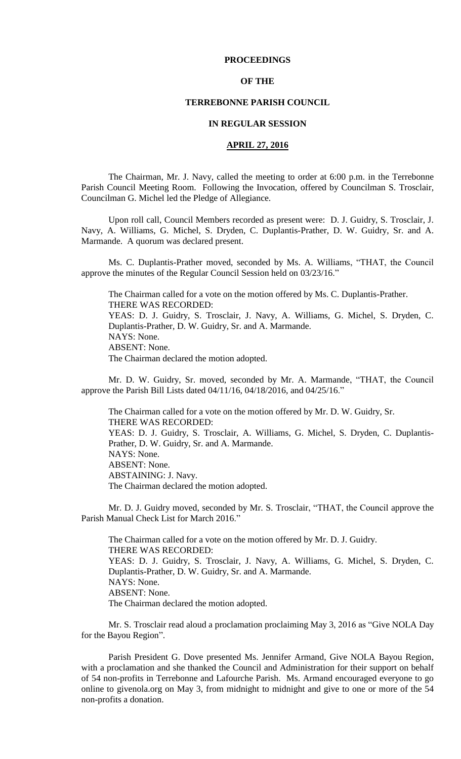# PROCEEDINGS

# OF THE

# TERREBONNE PARISH COUNCIL

# IN REGULAR SESSION

# APRIL 27, 2016

The Chairman, Mr. J. Navy, called the meeting to order at 6:00 p.m. in the Terrebonne Parish Council Meeting Room. Following the Invocation, offered by Councilman S. Trosclair, Councilman G. Michel led the Pledge of Allegiance.

Upon roll call, Council Members recorded as present were: D. J. Guidry, S. Trosclair, J. Navy, A. Williams, G. Michel, S. Dryden, C. Duplantis-Prather, D. W. Guidry, Sr. and A. Marmande. A quorum was declared present.

Ms. C. Duplantis-Prather moved, seconded by Ms. A. Williams, "THAT, the Council approve the minutes of the Regular Council Session held on 03/23/16."

The Chairman called for a vote on the motion offered by Ms. C. Duplantis-Prather.
THERE WAS RECORDED:
YEAS: D. J. Guidry, S. Trosclair, J. Navy, A. Williams, G. Michel, S. Dryden, C. Duplantis-Prather, D. W. Guidry, Sr. and A. Marmande.
NAYS: None.
ABSENT: None.
The Chairman declared the motion adopted.

Mr. D. W. Guidry, Sr. moved, seconded by Mr. A. Marmande, "THAT, the Council approve the Parish Bill Lists dated 04/11/16, 04/18/2016, and 04/25/16."

The Chairman called for a vote on the motion offered by Mr. D. W. Guidry, Sr.
THERE WAS RECORDED:
YEAS: D. J. Guidry, S. Trosclair, A. Williams, G. Michel, S. Dryden, C. Duplantis-Prather, D. W. Guidry, Sr. and A. Marmande.
NAYS: None.
ABSENT: None.
ABSTAINING: J. Navy.
The Chairman declared the motion adopted.

Mr. D. J. Guidry moved, seconded by Mr. S. Trosclair, "THAT, the Council approve the Parish Manual Check List for March 2016."

The Chairman called for a vote on the motion offered by Mr. D. J. Guidry.
THERE WAS RECORDED:
YEAS: D. J. Guidry, S. Trosclair, J. Navy, A. Williams, G. Michel, S. Dryden, C. Duplantis-Prather, D. W. Guidry, Sr. and A. Marmande.
NAYS: None.
ABSENT: None.
The Chairman declared the motion adopted.

Mr. S. Trosclair read aloud a proclamation proclaiming May 3, 2016 as "Give NOLA Day for the Bayou Region".

Parish President G. Dove presented Ms. Jennifer Armand, Give NOLA Bayou Region, with a proclamation and she thanked the Council and Administration for their support on behalf of 54 non-profits in Terrebonne and Lafourche Parish. Ms. Armand encouraged everyone to go online to givenola.org on May 3, from midnight to midnight and give to one or more of the 54 non-profits a donation.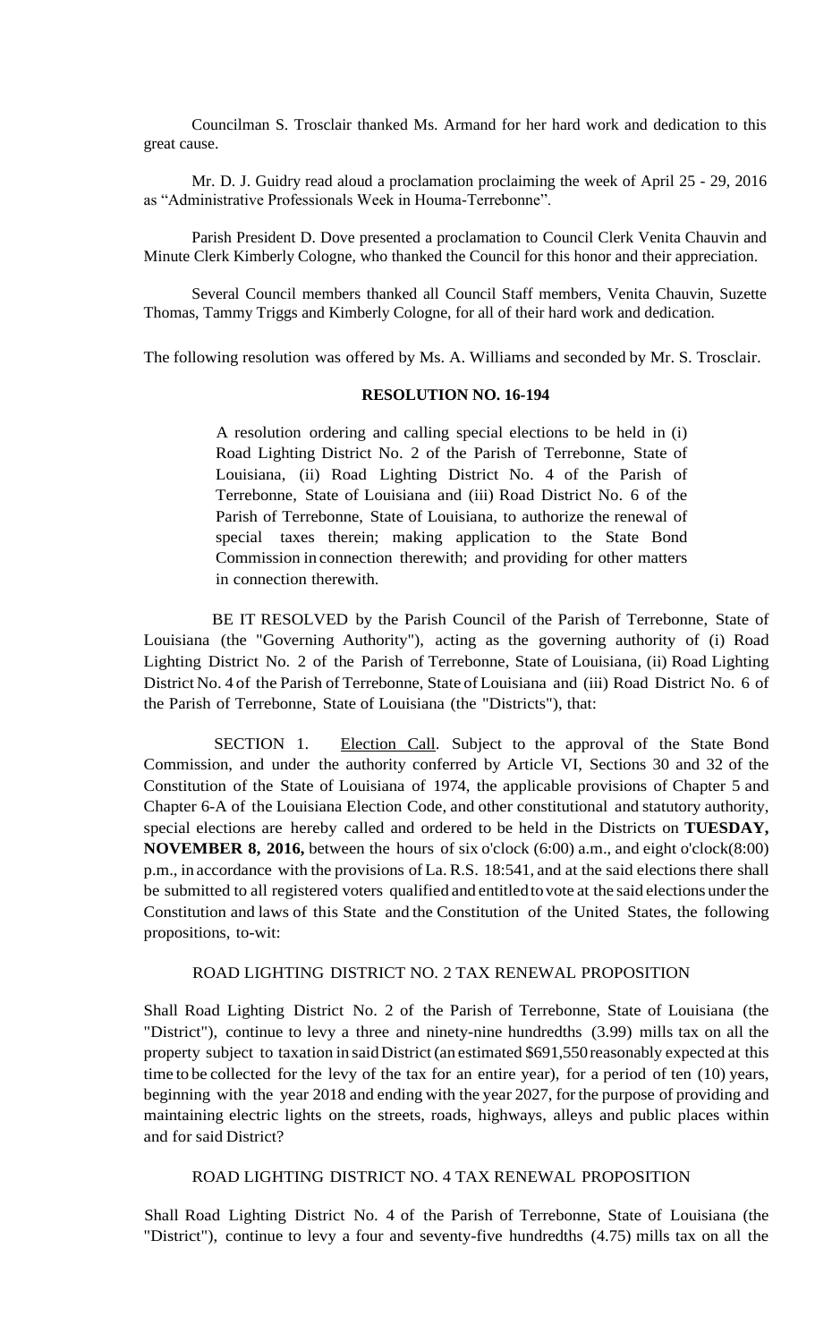Councilman S. Trosclair thanked Ms. Armand for her hard work and dedication to this great cause.

Mr. D. J. Guidry read aloud a proclamation proclaiming the week of April 25 - 29, 2016 as "Administrative Professionals Week in Houma-Terrebonne".

Parish President D. Dove presented a proclamation to Council Clerk Venita Chauvin and Minute Clerk Kimberly Cologne, who thanked the Council for this honor and their appreciation.

Several Council members thanked all Council Staff members, Venita Chauvin, Suzette Thomas, Tammy Triggs and Kimberly Cologne, for all of their hard work and dedication.

The following resolution was offered by Ms. A. Williams and seconded by Mr. S. Trosclair.

**RESOLUTION NO. 16-194**

A resolution ordering and calling special elections to be held in (i) Road Lighting District No. 2 of the Parish of Terrebonne, State of Louisiana, (ii) Road Lighting District No. 4 of the Parish of Terrebonne, State of Louisiana and (iii) Road District No. 6 of the Parish of Terrebonne, State of Louisiana, to authorize the renewal of special taxes therein; making application to the State Bond Commission in connection therewith; and providing for other matters in connection therewith.

BE IT RESOLVED by the Parish Council of the Parish of Terrebonne, State of Louisiana (the "Governing Authority"), acting as the governing authority of (i) Road Lighting District No. 2 of the Parish of Terrebonne, State of Louisiana, (ii) Road Lighting District No. 4 of the Parish of Terrebonne, State of Louisiana and (iii) Road District No. 6 of the Parish of Terrebonne, State of Louisiana (the "Districts"), that:

SECTION 1. Election Call. Subject to the approval of the State Bond Commission, and under the authority conferred by Article VI, Sections 30 and 32 of the Constitution of the State of Louisiana of 1974, the applicable provisions of Chapter 5 and Chapter 6-A of the Louisiana Election Code, and other constitutional and statutory authority, special elections are hereby called and ordered to be held in the Districts on **TUESDAY, NOVEMBER 8, 2016,** between the hours of six o'clock (6:00) a.m., and eight o'clock(8:00) p.m., in accordance with the provisions of La. R.S. 18:541, and at the said elections there shall be submitted to all registered voters qualified and entitled to vote at the said elections under the Constitution and laws of this State and the Constitution of the United States, the following propositions, to-wit:

ROAD LIGHTING DISTRICT NO. 2 TAX RENEWAL PROPOSITION

Shall Road Lighting District No. 2 of the Parish of Terrebonne, State of Louisiana (the "District"), continue to levy a three and ninety-nine hundredths (3.99) mills tax on all the property subject to taxation in said District (an estimated $691,550 reasonably expected at this time to be collected for the levy of the tax for an entire year), for a period of ten (10) years, beginning with the year 2018 and ending with the year 2027, for the purpose of providing and maintaining electric lights on the streets, roads, highways, alleys and public places within and for said District?

ROAD LIGHTING DISTRICT NO. 4 TAX RENEWAL PROPOSITION

Shall Road Lighting District No. 4 of the Parish of Terrebonne, State of Louisiana (the "District"), continue to levy a four and seventy-five hundredths (4.75) mills tax on all the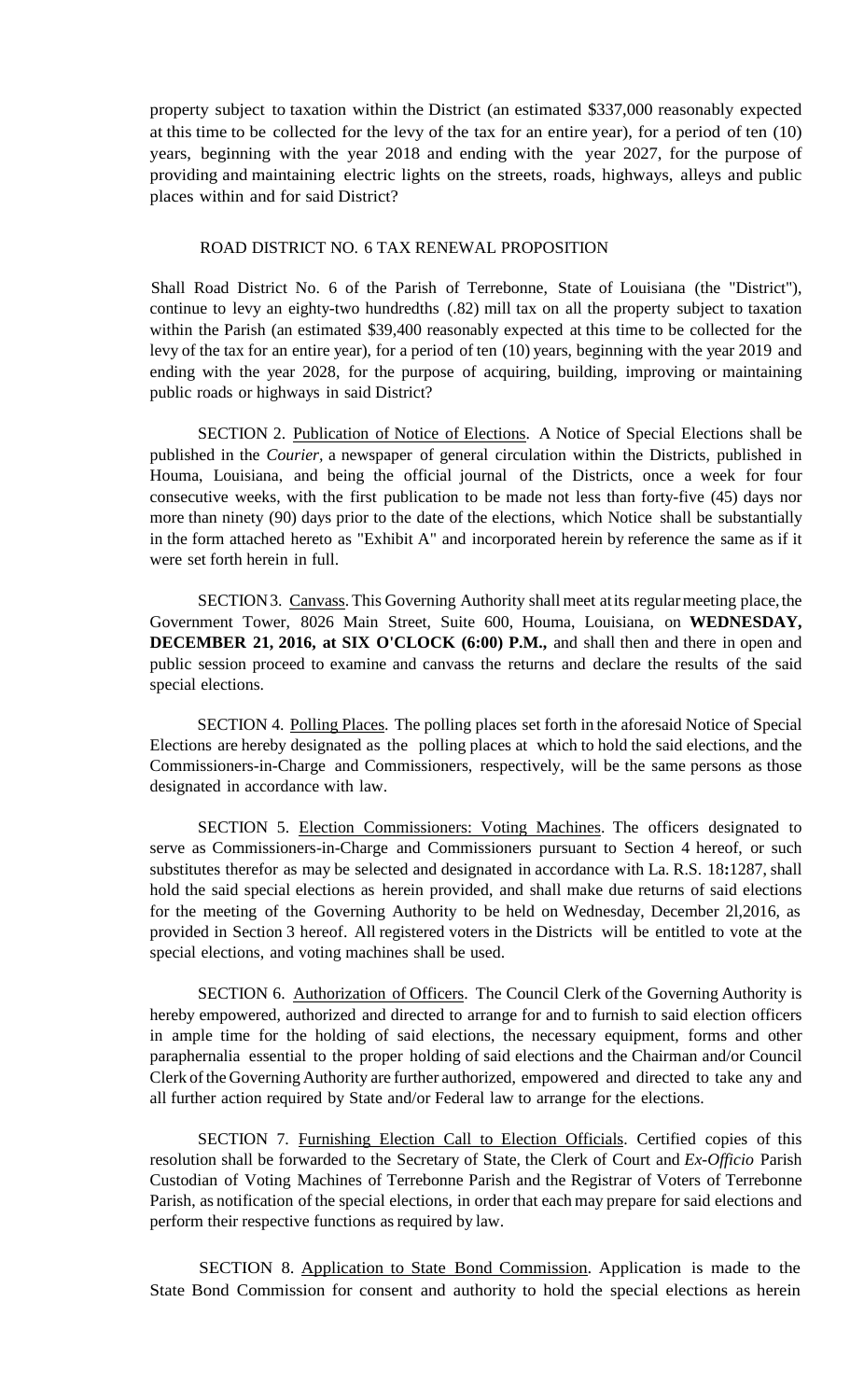property subject to taxation within the District (an estimated $337,000 reasonably expected at this time to be collected for the levy of the tax for an entire year), for a period of ten (10) years, beginning with the year 2018 and ending with the year 2027, for the purpose of providing and maintaining electric lights on the streets, roads, highways, alleys and public places within and for said District?

ROAD DISTRICT NO. 6 TAX RENEWAL PROPOSITION

Shall Road District No. 6 of the Parish of Terrebonne, State of Louisiana (the "District"), continue to levy an eighty-two hundredths (.82) mill tax on all the property subject to taxation within the Parish (an estimated $39,400 reasonably expected at this time to be collected for the levy of the tax for an entire year), for a period of ten (10) years, beginning with the year 2019 and ending with the year 2028, for the purpose of acquiring, building, improving or maintaining public roads or highways in said District?

SECTION 2. Publication of Notice of Elections. A Notice of Special Elections shall be published in the *Courier*, a newspaper of general circulation within the Districts, published in Houma, Louisiana, and being the official journal of the Districts, once a week for four consecutive weeks, with the first publication to be made not less than forty-five (45) days nor more than ninety (90) days prior to the date of the elections, which Notice shall be substantially in the form attached hereto as "Exhibit A" and incorporated herein by reference the same as if it were set forth herein in full.

SECTION 3. Canvass. This Governing Authority shall meet at its regular meeting place, the Government Tower, 8026 Main Street, Suite 600, Houma, Louisiana, on **WEDNESDAY, DECEMBER 21, 2016, at SIX O'CLOCK (6:00) P.M.,** and shall then and there in open and public session proceed to examine and canvass the returns and declare the results of the said special elections.

SECTION 4. Polling Places. The polling places set forth in the aforesaid Notice of Special Elections are hereby designated as the polling places at which to hold the said elections, and the Commissioners-in-Charge and Commissioners, respectively, will be the same persons as those designated in accordance with law.

SECTION 5. Election Commissioners: Voting Machines. The officers designated to serve as Commissioners-in-Charge and Commissioners pursuant to Section 4 hereof, or such substitutes therefor as may be selected and designated in accordance with La. R.S. 18:1287, shall hold the said special elections as herein provided, and shall make due returns of said elections for the meeting of the Governing Authority to be held on Wednesday, December 2l,2016, as provided in Section 3 hereof. All registered voters in the Districts will be entitled to vote at the special elections, and voting machines shall be used.

SECTION 6. Authorization of Officers. The Council Clerk of the Governing Authority is hereby empowered, authorized and directed to arrange for and to furnish to said election officers in ample time for the holding of said elections, the necessary equipment, forms and other paraphernalia essential to the proper holding of said elections and the Chairman and/or Council Clerk of the Governing Authority are further authorized, empowered and directed to take any and all further action required by State and/or Federal law to arrange for the elections.

SECTION 7. Furnishing Election Call to Election Officials. Certified copies of this resolution shall be forwarded to the Secretary of State, the Clerk of Court and *Ex-Officio* Parish Custodian of Voting Machines of Terrebonne Parish and the Registrar of Voters of Terrebonne Parish, as notification of the special elections, in order that each may prepare for said elections and perform their respective functions as required by law.

SECTION 8. Application to State Bond Commission. Application is made to the State Bond Commission for consent and authority to hold the special elections as herein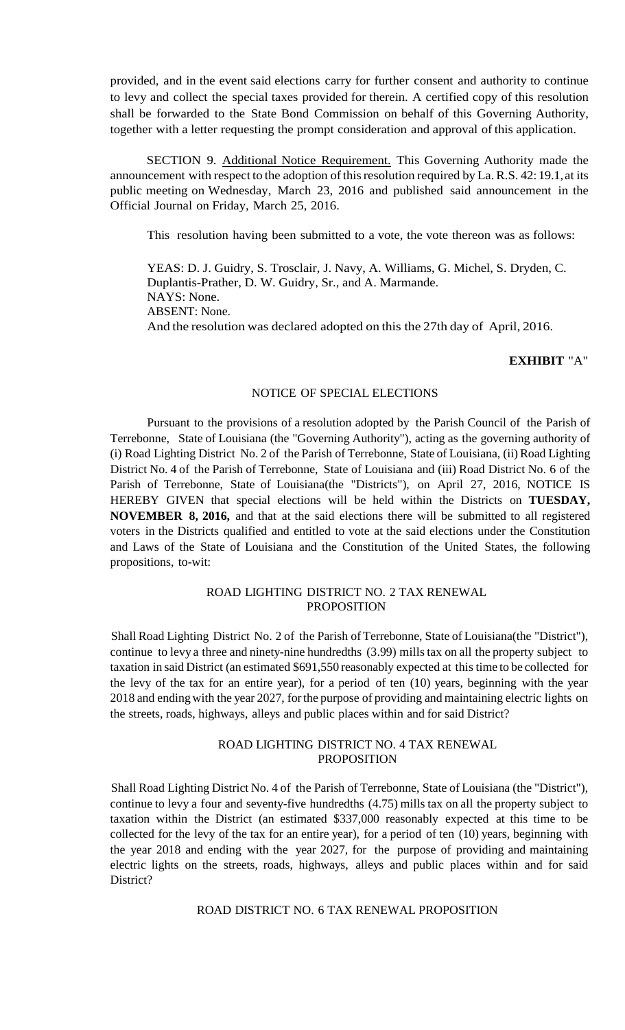provided, and in the event said elections carry for further consent and authority to continue to levy and collect the special taxes provided for therein. A certified copy of this resolution shall be forwarded to the State Bond Commission on behalf of this Governing Authority, together with a letter requesting the prompt consideration and approval of this application.

SECTION 9. Additional Notice Requirement. This Governing Authority made the announcement with respect to the adoption of this resolution required by La. R.S. 42:19.1, at its public meeting on Wednesday, March 23, 2016 and published said announcement in the Official Journal on Friday, March 25, 2016.

This resolution having been submitted to a vote, the vote thereon was as follows:

YEAS: D. J. Guidry, S. Trosclair, J. Navy, A. Williams, G. Michel, S. Dryden, C. Duplantis-Prather, D. W. Guidry, Sr., and A. Marmande.
NAYS: None.
ABSENT: None.
And the resolution was declared adopted on this the 27th day of April, 2016.

**EXHIBIT** "A"

NOTICE OF SPECIAL ELECTIONS

Pursuant to the provisions of a resolution adopted by the Parish Council of the Parish of Terrebonne, State of Louisiana (the "Governing Authority"), acting as the governing authority of (i) Road Lighting District No. 2 of the Parish of Terrebonne, State of Louisiana, (ii) Road Lighting District No. 4 of the Parish of Terrebonne, State of Louisiana and (iii) Road District No. 6 of the Parish of Terrebonne, State of Louisiana(the "Districts"), on April 27, 2016, NOTICE IS HEREBY GIVEN that special elections will be held within the Districts on **TUESDAY, NOVEMBER 8, 2016,** and that at the said elections there will be submitted to all registered voters in the Districts qualified and entitled to vote at the said elections under the Constitution and Laws of the State of Louisiana and the Constitution of the United States, the following propositions, to-wit:

ROAD LIGHTING DISTRICT NO. 2 TAX RENEWAL PROPOSITION

Shall Road Lighting District No. 2 of the Parish of Terrebonne, State of Louisiana(the "District"), continue to levy a three and ninety-nine hundredths (3.99) mills tax on all the property subject to taxation in said District (an estimated $691,550 reasonably expected at this time to be collected for the levy of the tax for an entire year), for a period of ten (10) years, beginning with the year 2018 and ending with the year 2027, for the purpose of providing and maintaining electric lights on the streets, roads, highways, alleys and public places within and for said District?

ROAD LIGHTING DISTRICT NO. 4 TAX RENEWAL PROPOSITION

Shall Road Lighting District No. 4 of the Parish of Terrebonne, State of Louisiana (the "District"), continue to levy a four and seventy-five hundredths (4.75) mills tax on all the property subject to taxation within the District (an estimated $337,000 reasonably expected at this time to be collected for the levy of the tax for an entire year), for a period of ten (10) years, beginning with the year 2018 and ending with the year 2027, for the purpose of providing and maintaining electric lights on the streets, roads, highways, alleys and public places within and for said District?

ROAD DISTRICT NO. 6 TAX RENEWAL PROPOSITION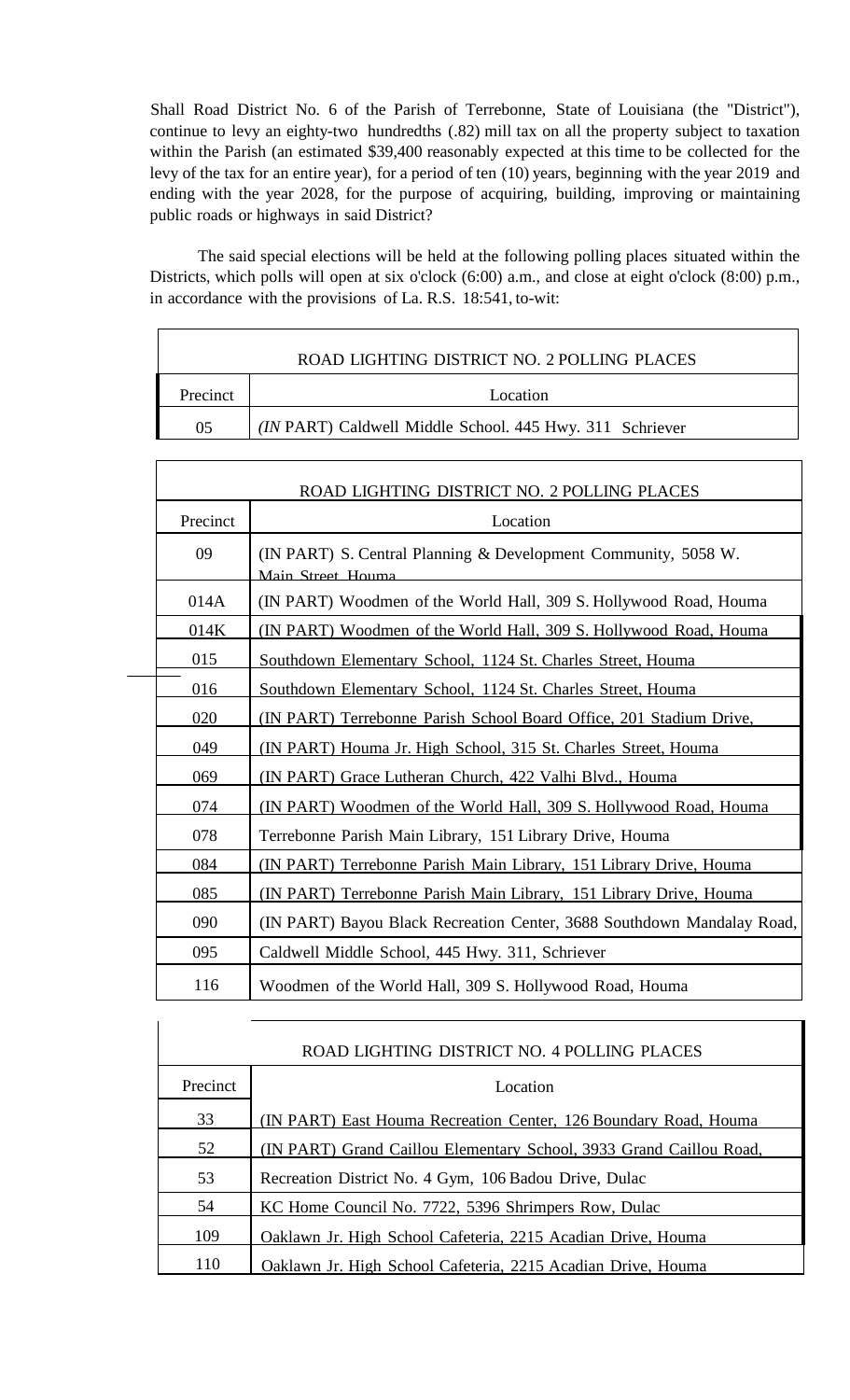Shall Road District No. 6 of the Parish of Terrebonne, State of Louisiana (the "District"), continue to levy an eighty-two hundredths (.82) mill tax on all the property subject to taxation within the Parish (an estimated $39,400 reasonably expected at this time to be collected for the levy of the tax for an entire year), for a period of ten (10) years, beginning with the year 2019 and ending with the year 2028, for the purpose of acquiring, building, improving or maintaining public roads or highways in said District?

The said special elections will be held at the following polling places situated within the Districts, which polls will open at six o'clock (6:00) a.m., and close at eight o'clock (8:00) p.m., in accordance with the provisions of La. R.S. 18:541, to-wit:

| ROAD LIGHTING DISTRICT NO. 2 POLLING PLACES | |
|---|---|
| Precinct | Location |
| 05 | *(IN* PART) Caldwell Middle School. 445 Hwy. 311 Schriever |

| ROAD LIGHTING DISTRICT NO. 2 POLLING PLACES | |
|---|---|
| Precinct | Location |
| 09 | (IN PART) S. Central Planning & Development Community, 5058 W. Main Street, Houma |
| 014A | (IN PART) Woodmen of the World Hall, 309 S. Hollywood Road, Houma |
| 014K | (IN PART) Woodmen of the World Hall, 309 S. Hollywood Road, Houma |
| 015 | Southdown Elementary School, 1124 St. Charles Street, Houma |
| 016 | Southdown Elementary School, 1124 St. Charles Street, Houma |
| 020 | (IN PART) Terrebonne Parish School Board Office, 201 Stadium Drive, |
| 049 | (IN PART) Houma Jr. High School, 315 St. Charles Street, Houma |
| 069 | (IN PART) Grace Lutheran Church, 422 Valhi Blvd., Houma |
| 074 | (IN PART) Woodmen of the World Hall, 309 S. Hollywood Road, Houma |
| 078 | Terrebonne Parish Main Library, 151 Library Drive, Houma |
| 084 | (IN PART) Terrebonne Parish Main Library, 151 Library Drive, Houma |
| 085 | (IN PART) Terrebonne Parish Main Library, 151 Library Drive, Houma |
| 090 | (IN PART) Bayou Black Recreation Center, 3688 Southdown Mandalay Road, |
| 095 | Caldwell Middle School, 445 Hwy. 311, Schriever |
| 116 | Woodmen of the World Hall, 309 S. Hollywood Road, Houma |

| ROAD LIGHTING DISTRICT NO. 4 POLLING PLACES | |
|---|---|
| Precinct | Location |
| 33 | (IN PART) East Houma Recreation Center, 126 Boundary Road, Houma |
| 52 | (IN PART) Grand Caillou Elementary School, 3933 Grand Caillou Road, |
| 53 | Recreation District No. 4 Gym, 106 Badou Drive, Dulac |
| 54 | KC Home Council No. 7722, 5396 Shrimpers Row, Dulac |
| 109 | Oaklawn Jr. High School Cafeteria, 2215 Acadian Drive, Houma |
| 110 | Oaklawn Jr. High School Cafeteria, 2215 Acadian Drive, Houma |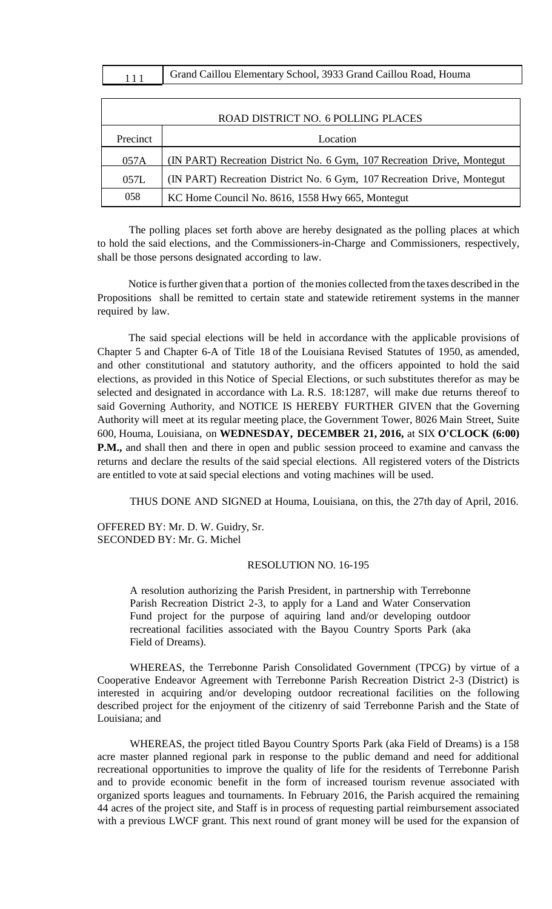| 111 | Grand Caillou Elementary School, 3933 Grand Caillou Road, Houma |
|---|---|

| ROAD DISTRICT NO. 6 POLLING PLACES | |
|---|---|
| Precinct | Location |
| 057A | (IN PART) Recreation District No. 6 Gym, 107 Recreation Drive, Montegut |
| 057L | (IN PART) Recreation District No. 6 Gym, 107 Recreation Drive, Montegut |
| 058 | KC Home Council No. 8616, 1558 Hwy 665, Montegut |

The polling places set forth above are hereby designated as the polling places at which to hold the said elections, and the Commissioners-in-Charge and Commissioners, respectively, shall be those persons designated according to law.

Notice is further given that a portion of the monies collected from the taxes described in the Propositions shall be remitted to certain state and statewide retirement systems in the manner required by law.

The said special elections will be held in accordance with the applicable provisions of Chapter 5 and Chapter 6-A of Title 18 of the Louisiana Revised Statutes of 1950, as amended, and other constitutional and statutory authority, and the officers appointed to hold the said elections, as provided in this Notice of Special Elections, or such substitutes therefor as may be selected and designated in accordance with La. R.S. 18:1287, will make due returns thereof to said Governing Authority, and NOTICE IS HEREBY FURTHER GIVEN that the Governing Authority will meet at its regular meeting place, the Government Tower, 8026 Main Street, Suite 600, Houma, Louisiana, on **WEDNESDAY, DECEMBER 21, 2016,** at SIX **O'CLOCK (6:00) P.M.,** and shall then and there in open and public session proceed to examine and canvass the returns and declare the results of the said special elections. All registered voters of the Districts are entitled to vote at said special elections and voting machines will be used.

THUS DONE AND SIGNED at Houma, Louisiana, on this, the 27th day of April, 2016.

OFFERED BY: Mr. D. W. Guidry, Sr.
SECONDED BY: Mr. G. Michel

RESOLUTION NO. 16-195

A resolution authorizing the Parish President, in partnership with Terrebonne Parish Recreation District 2-3, to apply for a Land and Water Conservation Fund project for the purpose of aquiring land and/or developing outdoor recreational facilities associated with the Bayou Country Sports Park (aka Field of Dreams).

WHEREAS, the Terrebonne Parish Consolidated Government (TPCG) by virtue of a Cooperative Endeavor Agreement with Terrebonne Parish Recreation District 2-3 (District) is interested in acquiring and/or developing outdoor recreational facilities on the following described project for the enjoyment of the citizenry of said Terrebonne Parish and the State of Louisiana; and

WHEREAS, the project titled Bayou Country Sports Park (aka Field of Dreams) is a 158 acre master planned regional park in response to the public demand and need for additional recreational opportunities to improve the quality of life for the residents of Terrebonne Parish and to provide economic benefit in the form of increased tourism revenue associated with organized sports leagues and tournaments. In February 2016, the Parish acquired the remaining 44 acres of the project site, and Staff is in process of requesting partial reimbursement associated with a previous LWCF grant. This next round of grant money will be used for the expansion of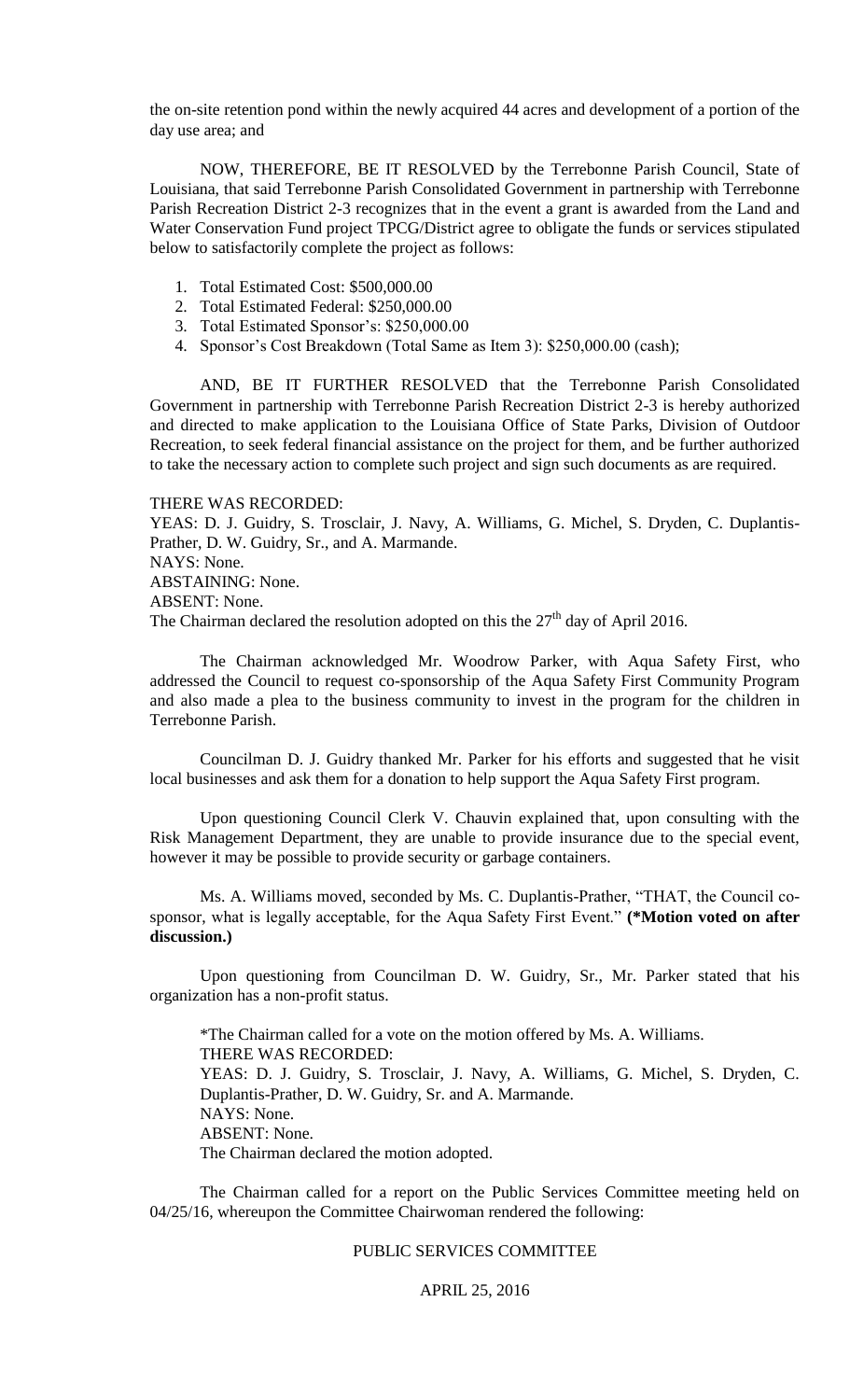the on-site retention pond within the newly acquired 44 acres and development of a portion of the day use area; and

NOW, THEREFORE, BE IT RESOLVED by the Terrebonne Parish Council, State of Louisiana, that said Terrebonne Parish Consolidated Government in partnership with Terrebonne Parish Recreation District 2-3 recognizes that in the event a grant is awarded from the Land and Water Conservation Fund project TPCG/District agree to obligate the funds or services stipulated below to satisfactorily complete the project as follows:

1. Total Estimated Cost: $500,000.00
2. Total Estimated Federal: $250,000.00
3. Total Estimated Sponsor's: $250,000.00
4. Sponsor's Cost Breakdown (Total Same as Item 3): $250,000.00 (cash);

AND, BE IT FURTHER RESOLVED that the Terrebonne Parish Consolidated Government in partnership with Terrebonne Parish Recreation District 2-3 is hereby authorized and directed to make application to the Louisiana Office of State Parks, Division of Outdoor Recreation, to seek federal financial assistance on the project for them, and be further authorized to take the necessary action to complete such project and sign such documents as are required.

THERE WAS RECORDED:
YEAS: D. J. Guidry, S. Trosclair, J. Navy, A. Williams, G. Michel, S. Dryden, C. Duplantis-Prather, D. W. Guidry, Sr., and A. Marmande.
NAYS: None.
ABSTAINING: None.
ABSENT: None.
The Chairman declared the resolution adopted on this the 27th day of April 2016.

The Chairman acknowledged Mr. Woodrow Parker, with Aqua Safety First, who addressed the Council to request co-sponsorship of the Aqua Safety First Community Program and also made a plea to the business community to invest in the program for the children in Terrebonne Parish.

Councilman D. J. Guidry thanked Mr. Parker for his efforts and suggested that he visit local businesses and ask them for a donation to help support the Aqua Safety First program.

Upon questioning Council Clerk V. Chauvin explained that, upon consulting with the Risk Management Department, they are unable to provide insurance due to the special event, however it may be possible to provide security or garbage containers.

Ms. A. Williams moved, seconded by Ms. C. Duplantis-Prather, "THAT, the Council co-sponsor, what is legally acceptable, for the Aqua Safety First Event." **(*Motion voted on after discussion.)**

Upon questioning from Councilman D. W. Guidry, Sr., Mr. Parker stated that his organization has a non-profit status.

*The Chairman called for a vote on the motion offered by Ms. A. Williams.
THERE WAS RECORDED:
YEAS: D. J. Guidry, S. Trosclair, J. Navy, A. Williams, G. Michel, S. Dryden, C. Duplantis-Prather, D. W. Guidry, Sr. and A. Marmande.
NAYS: None.
ABSENT: None.
The Chairman declared the motion adopted.

The Chairman called for a report on the Public Services Committee meeting held on 04/25/16, whereupon the Committee Chairwoman rendered the following:

PUBLIC SERVICES COMMITTEE

APRIL 25, 2016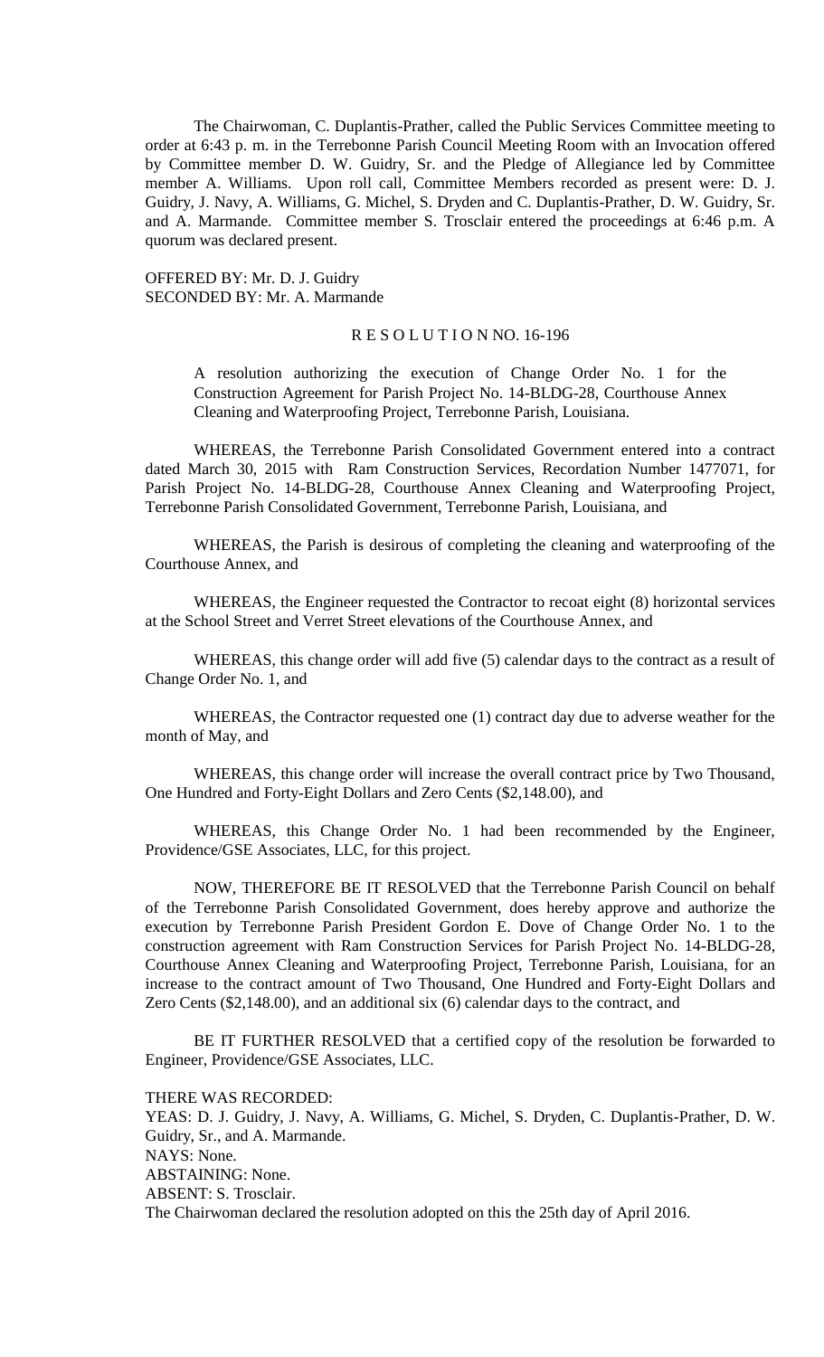The Chairwoman, C. Duplantis-Prather, called the Public Services Committee meeting to order at 6:43 p. m. in the Terrebonne Parish Council Meeting Room with an Invocation offered by Committee member D. W. Guidry, Sr. and the Pledge of Allegiance led by Committee member A. Williams. Upon roll call, Committee Members recorded as present were: D. J. Guidry, J. Navy, A. Williams, G. Michel, S. Dryden and C. Duplantis-Prather, D. W. Guidry, Sr. and A. Marmande. Committee member S. Trosclair entered the proceedings at 6:46 p.m. A quorum was declared present.

OFFERED BY: Mr. D. J. Guidry
SECONDED BY: Mr. A. Marmande

R E S O L U T I O N NO. 16-196

A resolution authorizing the execution of Change Order No. 1 for the Construction Agreement for Parish Project No. 14-BLDG-28, Courthouse Annex Cleaning and Waterproofing Project, Terrebonne Parish, Louisiana.

WHEREAS, the Terrebonne Parish Consolidated Government entered into a contract dated March 30, 2015 with Ram Construction Services, Recordation Number 1477071, for Parish Project No. 14-BLDG-28, Courthouse Annex Cleaning and Waterproofing Project, Terrebonne Parish Consolidated Government, Terrebonne Parish, Louisiana, and

WHEREAS, the Parish is desirous of completing the cleaning and waterproofing of the Courthouse Annex, and

WHEREAS, the Engineer requested the Contractor to recoat eight (8) horizontal services at the School Street and Verret Street elevations of the Courthouse Annex, and

WHEREAS, this change order will add five (5) calendar days to the contract as a result of Change Order No. 1, and

WHEREAS, the Contractor requested one (1) contract day due to adverse weather for the month of May, and

WHEREAS, this change order will increase the overall contract price by Two Thousand, One Hundred and Forty-Eight Dollars and Zero Cents ($2,148.00), and

WHEREAS, this Change Order No. 1 had been recommended by the Engineer, Providence/GSE Associates, LLC, for this project.

NOW, THEREFORE BE IT RESOLVED that the Terrebonne Parish Council on behalf of the Terrebonne Parish Consolidated Government, does hereby approve and authorize the execution by Terrebonne Parish President Gordon E. Dove of Change Order No. 1 to the construction agreement with Ram Construction Services for Parish Project No. 14-BLDG-28, Courthouse Annex Cleaning and Waterproofing Project, Terrebonne Parish, Louisiana, for an increase to the contract amount of Two Thousand, One Hundred and Forty-Eight Dollars and Zero Cents ($2,148.00), and an additional six (6) calendar days to the contract, and

BE IT FURTHER RESOLVED that a certified copy of the resolution be forwarded to Engineer, Providence/GSE Associates, LLC.

THERE WAS RECORDED:
YEAS: D. J. Guidry, J. Navy, A. Williams, G. Michel, S. Dryden, C. Duplantis-Prather, D. W. Guidry, Sr., and A. Marmande.
NAYS: None.
ABSTAINING: None.
ABSENT: S. Trosclair.
The Chairwoman declared the resolution adopted on this the 25th day of April 2016.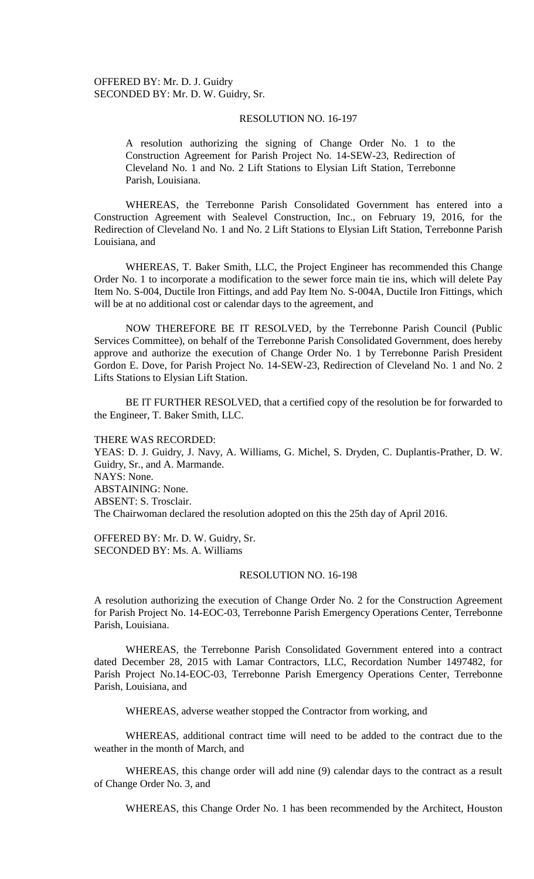OFFERED BY: Mr. D. J. Guidry
SECONDED BY: Mr. D. W. Guidry, Sr.

RESOLUTION NO. 16-197

A resolution authorizing the signing of Change Order No. 1 to the Construction Agreement for Parish Project No. 14-SEW-23, Redirection of Cleveland No. 1 and No. 2 Lift Stations to Elysian Lift Station, Terrebonne Parish, Louisiana.

WHEREAS, the Terrebonne Parish Consolidated Government has entered into a Construction Agreement with Sealevel Construction, Inc., on February 19, 2016, for the Redirection of Cleveland No. 1 and No. 2 Lift Stations to Elysian Lift Station, Terrebonne Parish Louisiana, and

WHEREAS, T. Baker Smith, LLC, the Project Engineer has recommended this Change Order No. 1 to incorporate a modification to the sewer force main tie ins, which will delete Pay Item No. S-004, Ductile Iron Fittings, and add Pay Item No. S-004A, Ductile Iron Fittings, which will be at no additional cost or calendar days to the agreement, and

NOW THEREFORE BE IT RESOLVED, by the Terrebonne Parish Council (Public Services Committee), on behalf of the Terrebonne Parish Consolidated Government, does hereby approve and authorize the execution of Change Order No. 1 by Terrebonne Parish President Gordon E. Dove, for Parish Project No. 14-SEW-23, Redirection of Cleveland No. 1 and No. 2 Lifts Stations to Elysian Lift Station.

BE IT FURTHER RESOLVED, that a certified copy of the resolution be for forwarded to the Engineer, T. Baker Smith, LLC.

THERE WAS RECORDED:
YEAS: D. J. Guidry, J. Navy, A. Williams, G. Michel, S. Dryden, C. Duplantis-Prather, D. W. Guidry, Sr., and A. Marmande.
NAYS: None.
ABSTAINING: None.
ABSENT: S. Trosclair.
The Chairwoman declared the resolution adopted on this the 25th day of April 2016.

OFFERED BY: Mr. D. W. Guidry, Sr.
SECONDED BY: Ms. A. Williams

RESOLUTION NO. 16-198

A resolution authorizing the execution of Change Order No. 2 for the Construction Agreement for Parish Project No. 14-EOC-03, Terrebonne Parish Emergency Operations Center, Terrebonne Parish, Louisiana.

WHEREAS, the Terrebonne Parish Consolidated Government entered into a contract dated December 28, 2015 with Lamar Contractors, LLC, Recordation Number 1497482, for Parish Project No.14-EOC-03, Terrebonne Parish Emergency Operations Center, Terrebonne Parish, Louisiana, and

WHEREAS, adverse weather stopped the Contractor from working, and

WHEREAS, additional contract time will need to be added to the contract due to the weather in the month of March, and

WHEREAS, this change order will add nine (9) calendar days to the contract as a result of Change Order No. 3, and

WHEREAS, this Change Order No. 1 has been recommended by the Architect, Houston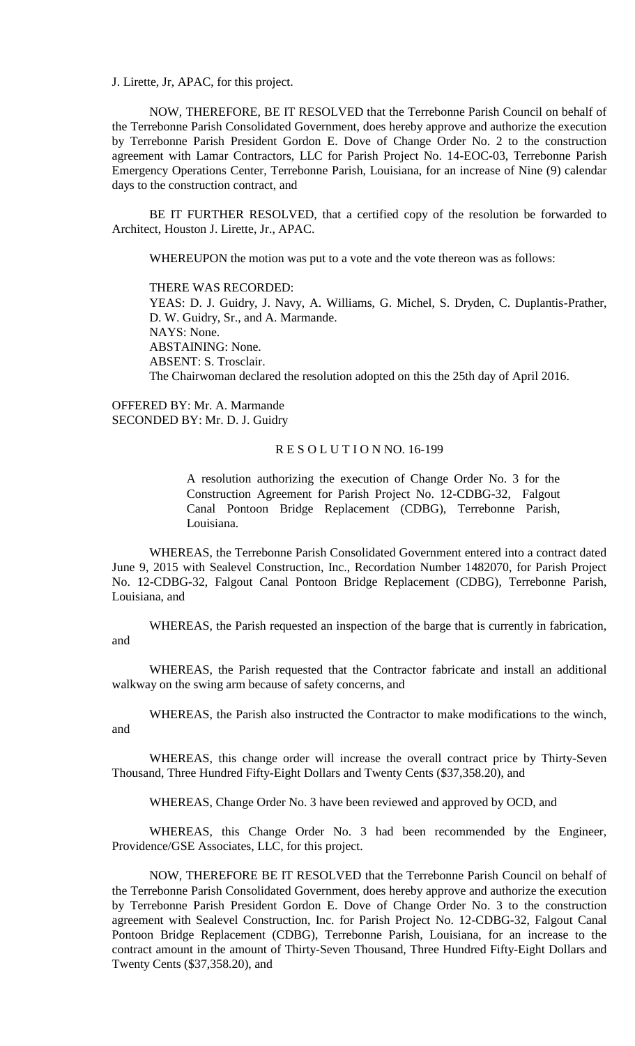J. Lirette, Jr, APAC, for this project.

NOW, THEREFORE, BE IT RESOLVED that the Terrebonne Parish Council on behalf of the Terrebonne Parish Consolidated Government, does hereby approve and authorize the execution by Terrebonne Parish President Gordon E. Dove of Change Order No. 2 to the construction agreement with Lamar Contractors, LLC for Parish Project No. 14-EOC-03, Terrebonne Parish Emergency Operations Center, Terrebonne Parish, Louisiana, for an increase of Nine (9) calendar days to the construction contract, and

BE IT FURTHER RESOLVED, that a certified copy of the resolution be forwarded to Architect, Houston J. Lirette, Jr., APAC.

WHEREUPON the motion was put to a vote and the vote thereon was as follows:

THERE WAS RECORDED:
YEAS: D. J. Guidry, J. Navy, A. Williams, G. Michel, S. Dryden, C. Duplantis-Prather, D. W. Guidry, Sr., and A. Marmande.
NAYS: None.
ABSTAINING: None.
ABSENT: S. Trosclair.
The Chairwoman declared the resolution adopted on this the 25th day of April 2016.

OFFERED BY: Mr. A. Marmande
SECONDED BY: Mr. D. J. Guidry

R E S O L U T I O N NO. 16-199

A resolution authorizing the execution of Change Order No. 3 for the Construction Agreement for Parish Project No. 12-CDBG-32, Falgout Canal Pontoon Bridge Replacement (CDBG), Terrebonne Parish, Louisiana.

WHEREAS, the Terrebonne Parish Consolidated Government entered into a contract dated June 9, 2015 with Sealevel Construction, Inc., Recordation Number 1482070, for Parish Project No. 12-CDBG-32, Falgout Canal Pontoon Bridge Replacement (CDBG), Terrebonne Parish, Louisiana, and

WHEREAS, the Parish requested an inspection of the barge that is currently in fabrication, and

WHEREAS, the Parish requested that the Contractor fabricate and install an additional walkway on the swing arm because of safety concerns, and

WHEREAS, the Parish also instructed the Contractor to make modifications to the winch, and

WHEREAS, this change order will increase the overall contract price by Thirty-Seven Thousand, Three Hundred Fifty-Eight Dollars and Twenty Cents ($37,358.20), and

WHEREAS, Change Order No. 3 have been reviewed and approved by OCD, and

WHEREAS, this Change Order No. 3 had been recommended by the Engineer, Providence/GSE Associates, LLC, for this project.

NOW, THEREFORE BE IT RESOLVED that the Terrebonne Parish Council on behalf of the Terrebonne Parish Consolidated Government, does hereby approve and authorize the execution by Terrebonne Parish President Gordon E. Dove of Change Order No. 3 to the construction agreement with Sealevel Construction, Inc. for Parish Project No. 12-CDBG-32, Falgout Canal Pontoon Bridge Replacement (CDBG), Terrebonne Parish, Louisiana, for an increase to the contract amount in the amount of Thirty-Seven Thousand, Three Hundred Fifty-Eight Dollars and Twenty Cents ($37,358.20), and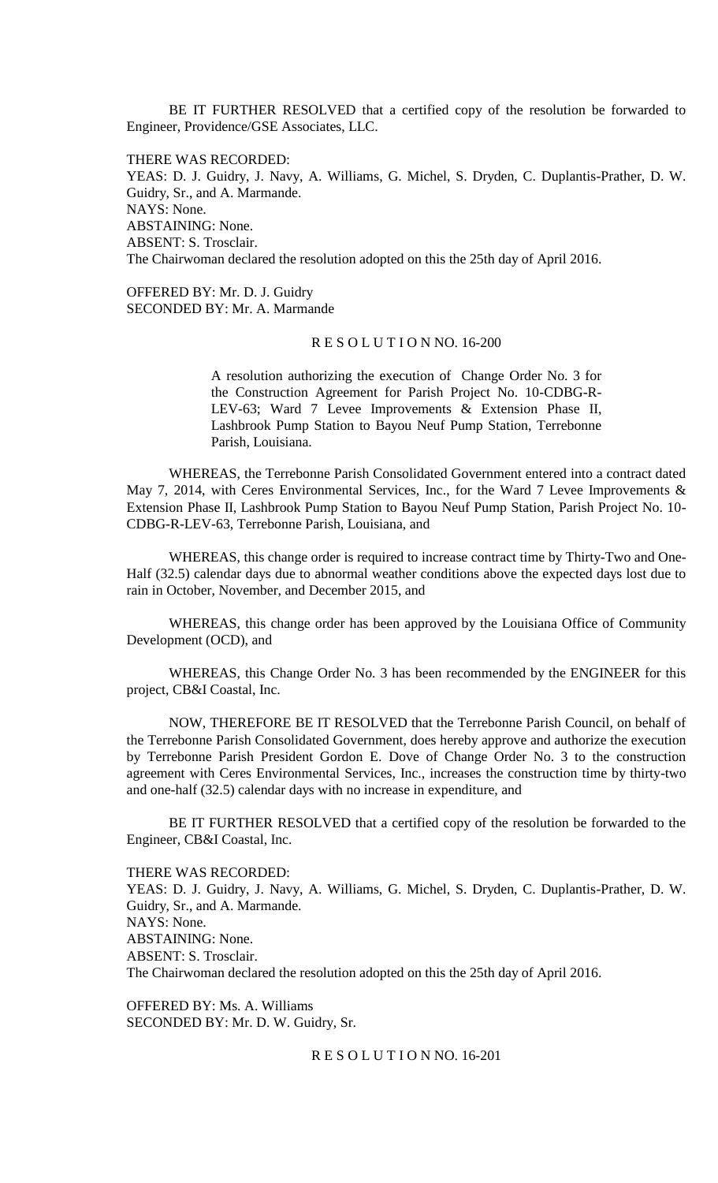BE IT FURTHER RESOLVED that a certified copy of the resolution be forwarded to Engineer, Providence/GSE Associates, LLC.

THERE WAS RECORDED:
YEAS: D. J. Guidry, J. Navy, A. Williams, G. Michel, S. Dryden, C. Duplantis-Prather, D. W. Guidry, Sr., and A. Marmande.
NAYS: None.
ABSTAINING: None.
ABSENT: S. Trosclair.
The Chairwoman declared the resolution adopted on this the 25th day of April 2016.

OFFERED BY: Mr. D. J. Guidry
SECONDED BY: Mr. A. Marmande

R E S O L U T I O N NO. 16-200

> A resolution authorizing the execution of Change Order No. 3 for the Construction Agreement for Parish Project No. 10-CDBG-R-LEV-63; Ward 7 Levee Improvements & Extension Phase II, Lashbrook Pump Station to Bayou Neuf Pump Station, Terrebonne Parish, Louisiana.

WHEREAS, the Terrebonne Parish Consolidated Government entered into a contract dated May 7, 2014, with Ceres Environmental Services, Inc., for the Ward 7 Levee Improvements & Extension Phase II, Lashbrook Pump Station to Bayou Neuf Pump Station, Parish Project No. 10-CDBG-R-LEV-63, Terrebonne Parish, Louisiana, and

WHEREAS, this change order is required to increase contract time by Thirty-Two and One-Half (32.5) calendar days due to abnormal weather conditions above the expected days lost due to rain in October, November, and December 2015, and

WHEREAS, this change order has been approved by the Louisiana Office of Community Development (OCD), and

WHEREAS, this Change Order No. 3 has been recommended by the ENGINEER for this project, CB&I Coastal, Inc.

NOW, THEREFORE BE IT RESOLVED that the Terrebonne Parish Council, on behalf of the Terrebonne Parish Consolidated Government, does hereby approve and authorize the execution by Terrebonne Parish President Gordon E. Dove of Change Order No. 3 to the construction agreement with Ceres Environmental Services, Inc., increases the construction time by thirty-two and one-half (32.5) calendar days with no increase in expenditure, and

BE IT FURTHER RESOLVED that a certified copy of the resolution be forwarded to the Engineer, CB&I Coastal, Inc.

THERE WAS RECORDED:
YEAS: D. J. Guidry, J. Navy, A. Williams, G. Michel, S. Dryden, C. Duplantis-Prather, D. W. Guidry, Sr., and A. Marmande.
NAYS: None.
ABSTAINING: None.
ABSENT: S. Trosclair.
The Chairwoman declared the resolution adopted on this the 25th day of April 2016.

OFFERED BY: Ms. A. Williams
SECONDED BY: Mr. D. W. Guidry, Sr.

R E S O L U T I O N NO. 16-201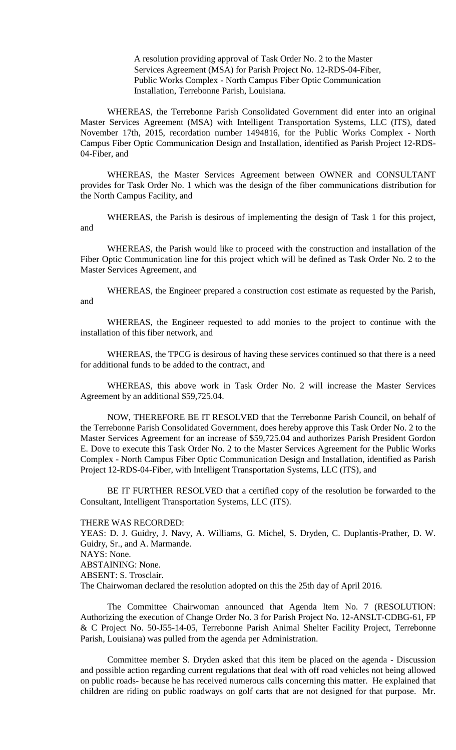A resolution providing approval of Task Order No. 2 to the Master Services Agreement (MSA) for Parish Project No. 12-RDS-04-Fiber, Public Works Complex - North Campus Fiber Optic Communication Installation, Terrebonne Parish, Louisiana.

WHEREAS, the Terrebonne Parish Consolidated Government did enter into an original Master Services Agreement (MSA) with Intelligent Transportation Systems, LLC (ITS), dated November 17th, 2015, recordation number 1494816, for the Public Works Complex - North Campus Fiber Optic Communication Design and Installation, identified as Parish Project 12-RDS-04-Fiber, and

WHEREAS, the Master Services Agreement between OWNER and CONSULTANT provides for Task Order No. 1 which was the design of the fiber communications distribution for the North Campus Facility, and

WHEREAS, the Parish is desirous of implementing the design of Task 1 for this project, and

WHEREAS, the Parish would like to proceed with the construction and installation of the Fiber Optic Communication line for this project which will be defined as Task Order No. 2 to the Master Services Agreement, and

WHEREAS, the Engineer prepared a construction cost estimate as requested by the Parish, and

WHEREAS, the Engineer requested to add monies to the project to continue with the installation of this fiber network, and

WHEREAS, the TPCG is desirous of having these services continued so that there is a need for additional funds to be added to the contract, and

WHEREAS, this above work in Task Order No. 2 will increase the Master Services Agreement by an additional $59,725.04.

NOW, THEREFORE BE IT RESOLVED that the Terrebonne Parish Council, on behalf of the Terrebonne Parish Consolidated Government, does hereby approve this Task Order No. 2 to the Master Services Agreement for an increase of $59,725.04 and authorizes Parish President Gordon E. Dove to execute this Task Order No. 2 to the Master Services Agreement for the Public Works Complex - North Campus Fiber Optic Communication Design and Installation, identified as Parish Project 12-RDS-04-Fiber, with Intelligent Transportation Systems, LLC (ITS), and

BE IT FURTHER RESOLVED that a certified copy of the resolution be forwarded to the Consultant, Intelligent Transportation Systems, LLC (ITS).

THERE WAS RECORDED:
YEAS: D. J. Guidry, J. Navy, A. Williams, G. Michel, S. Dryden, C. Duplantis-Prather, D. W. Guidry, Sr., and A. Marmande.
NAYS: None.
ABSTAINING: None.
ABSENT: S. Trosclair.
The Chairwoman declared the resolution adopted on this the 25th day of April 2016.

The Committee Chairwoman announced that Agenda Item No. 7 (RESOLUTION: Authorizing the execution of Change Order No. 3 for Parish Project No. 12-ANSLT-CDBG-61, FP & C Project No. 50-J55-14-05, Terrebonne Parish Animal Shelter Facility Project, Terrebonne Parish, Louisiana) was pulled from the agenda per Administration.

Committee member S. Dryden asked that this item be placed on the agenda - Discussion and possible action regarding current regulations that deal with off road vehicles not being allowed on public roads- because he has received numerous calls concerning this matter. He explained that children are riding on public roadways on golf carts that are not designed for that purpose. Mr.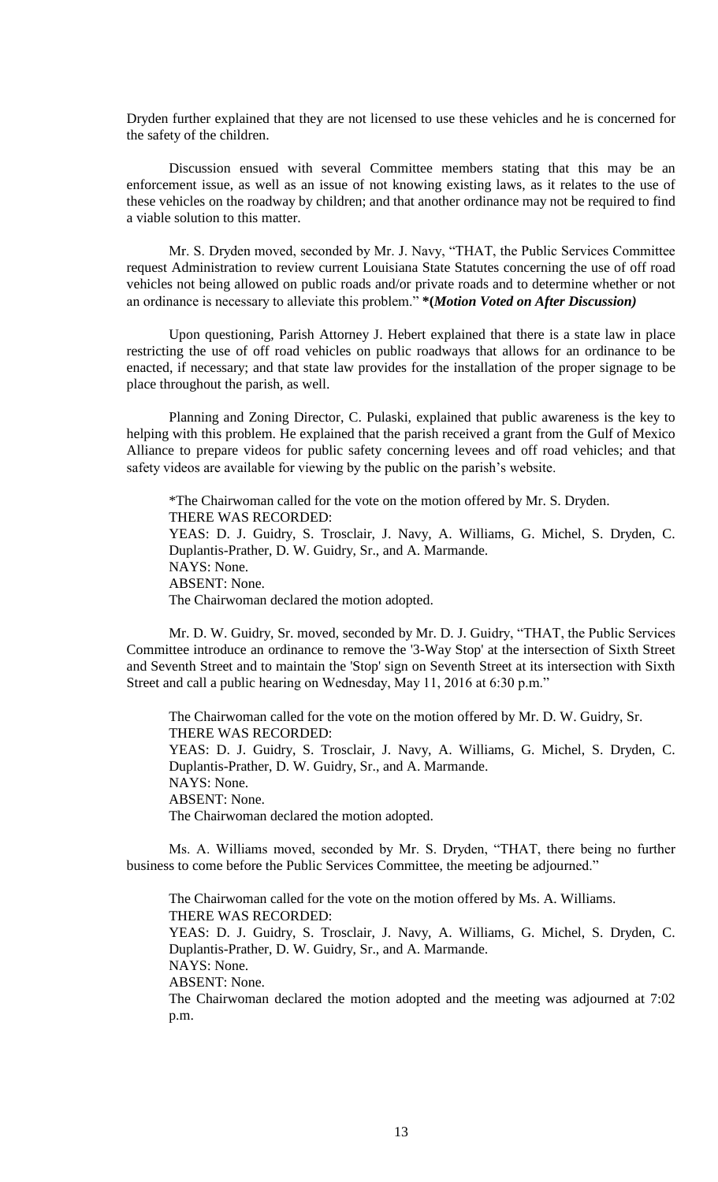Dryden further explained that they are not licensed to use these vehicles and he is concerned for the safety of the children.

Discussion ensued with several Committee members stating that this may be an enforcement issue, as well as an issue of not knowing existing laws, as it relates to the use of these vehicles on the roadway by children; and that another ordinance may not be required to find a viable solution to this matter.

Mr. S. Dryden moved, seconded by Mr. J. Navy, "THAT, the Public Services Committee request Administration to review current Louisiana State Statutes concerning the use of off road vehicles not being allowed on public roads and/or private roads and to determine whether or not an ordinance is necessary to alleviate this problem." ***(*Motion Voted on After Discussion*)**

Upon questioning, Parish Attorney J. Hebert explained that there is a state law in place restricting the use of off road vehicles on public roadways that allows for an ordinance to be enacted, if necessary; and that state law provides for the installation of the proper signage to be place throughout the parish, as well.

Planning and Zoning Director, C. Pulaski, explained that public awareness is the key to helping with this problem. He explained that the parish received a grant from the Gulf of Mexico Alliance to prepare videos for public safety concerning levees and off road vehicles; and that safety videos are available for viewing by the public on the parish's website.

*The Chairwoman called for the vote on the motion offered by Mr. S. Dryden.
THERE WAS RECORDED:
YEAS: D. J. Guidry, S. Trosclair, J. Navy, A. Williams, G. Michel, S. Dryden, C. Duplantis-Prather, D. W. Guidry, Sr., and A. Marmande.
NAYS: None.
ABSENT: None.
The Chairwoman declared the motion adopted.

Mr. D. W. Guidry, Sr. moved, seconded by Mr. D. J. Guidry, "THAT, the Public Services Committee introduce an ordinance to remove the '3-Way Stop' at the intersection of Sixth Street and Seventh Street and to maintain the 'Stop' sign on Seventh Street at its intersection with Sixth Street and call a public hearing on Wednesday, May 11, 2016 at 6:30 p.m."

The Chairwoman called for the vote on the motion offered by Mr. D. W. Guidry, Sr.
THERE WAS RECORDED:
YEAS: D. J. Guidry, S. Trosclair, J. Navy, A. Williams, G. Michel, S. Dryden, C. Duplantis-Prather, D. W. Guidry, Sr., and A. Marmande.
NAYS: None.
ABSENT: None.
The Chairwoman declared the motion adopted.

Ms. A. Williams moved, seconded by Mr. S. Dryden, "THAT, there being no further business to come before the Public Services Committee, the meeting be adjourned."

The Chairwoman called for the vote on the motion offered by Ms. A. Williams.
THERE WAS RECORDED:
YEAS: D. J. Guidry, S. Trosclair, J. Navy, A. Williams, G. Michel, S. Dryden, C. Duplantis-Prather, D. W. Guidry, Sr., and A. Marmande.
NAYS: None.
ABSENT: None.
The Chairwoman declared the motion adopted and the meeting was adjourned at 7:02 p.m.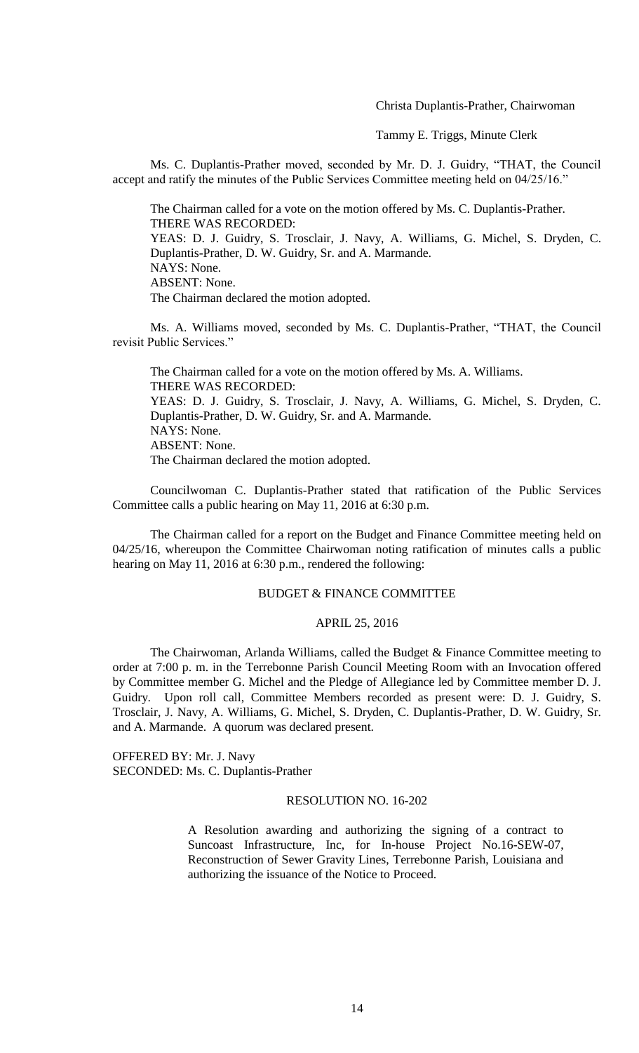Christa Duplantis-Prather, Chairwoman

Tammy E. Triggs, Minute Clerk

Ms. C. Duplantis-Prather moved, seconded by Mr. D. J. Guidry, "THAT, the Council accept and ratify the minutes of the Public Services Committee meeting held on 04/25/16."

The Chairman called for a vote on the motion offered by Ms. C. Duplantis-Prather.
THERE WAS RECORDED:
YEAS: D. J. Guidry, S. Trosclair, J. Navy, A. Williams, G. Michel, S. Dryden, C. Duplantis-Prather, D. W. Guidry, Sr. and A. Marmande.
NAYS: None.
ABSENT: None.
The Chairman declared the motion adopted.

Ms. A. Williams moved, seconded by Ms. C. Duplantis-Prather, "THAT, the Council revisit Public Services."

The Chairman called for a vote on the motion offered by Ms. A. Williams.
THERE WAS RECORDED:
YEAS: D. J. Guidry, S. Trosclair, J. Navy, A. Williams, G. Michel, S. Dryden, C. Duplantis-Prather, D. W. Guidry, Sr. and A. Marmande.
NAYS: None.
ABSENT: None.
The Chairman declared the motion adopted.

Councilwoman C. Duplantis-Prather stated that ratification of the Public Services Committee calls a public hearing on May 11, 2016 at 6:30 p.m.

The Chairman called for a report on the Budget and Finance Committee meeting held on 04/25/16, whereupon the Committee Chairwoman noting ratification of minutes calls a public hearing on May 11, 2016 at 6:30 p.m., rendered the following:

## BUDGET & FINANCE COMMITTEE

### APRIL 25, 2016

The Chairwoman, Arlanda Williams, called the Budget & Finance Committee meeting to order at 7:00 p. m. in the Terrebonne Parish Council Meeting Room with an Invocation offered by Committee member G. Michel and the Pledge of Allegiance led by Committee member D. J. Guidry. Upon roll call, Committee Members recorded as present were: D. J. Guidry, S. Trosclair, J. Navy, A. Williams, G. Michel, S. Dryden, C. Duplantis-Prather, D. W. Guidry, Sr. and A. Marmande. A quorum was declared present.

OFFERED BY: Mr. J. Navy
SECONDED: Ms. C. Duplantis-Prather

### RESOLUTION NO. 16-202

A Resolution awarding and authorizing the signing of a contract to Suncoast Infrastructure, Inc, for In-house Project No.16-SEW-07, Reconstruction of Sewer Gravity Lines, Terrebonne Parish, Louisiana and authorizing the issuance of the Notice to Proceed.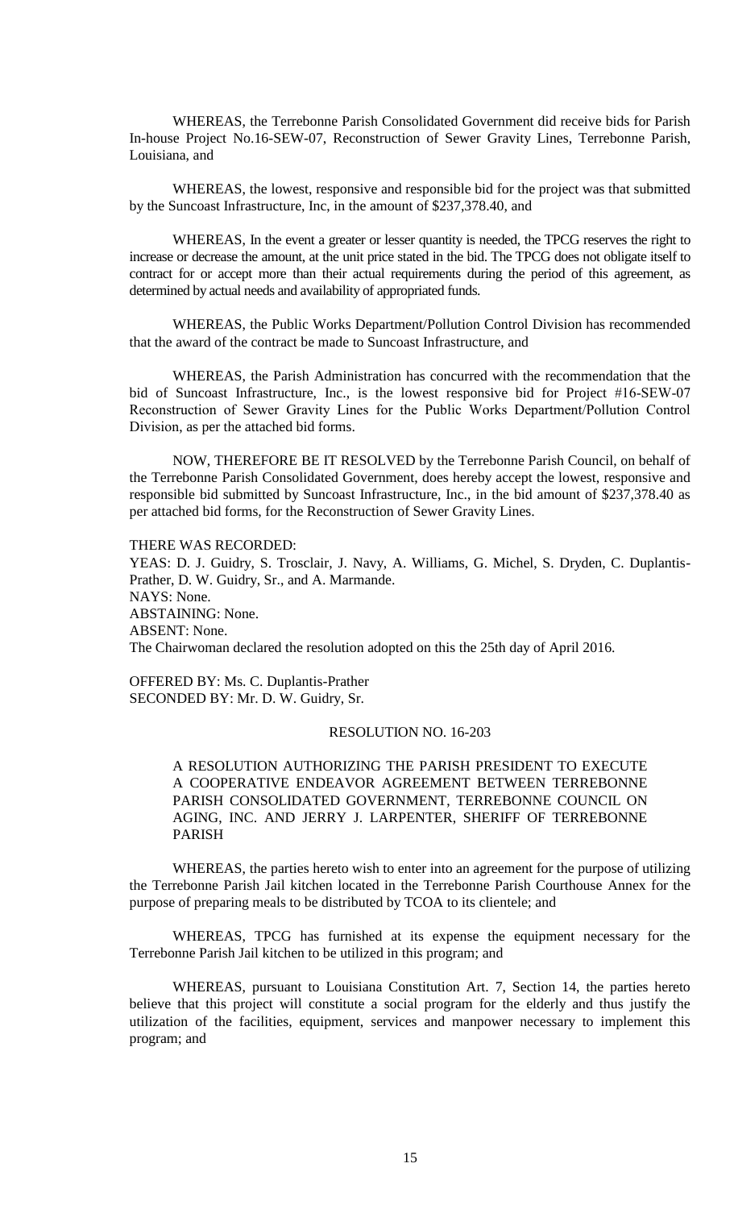WHEREAS, the Terrebonne Parish Consolidated Government did receive bids for Parish In-house Project No.16-SEW-07, Reconstruction of Sewer Gravity Lines, Terrebonne Parish, Louisiana, and

WHEREAS, the lowest, responsive and responsible bid for the project was that submitted by the Suncoast Infrastructure, Inc, in the amount of $237,378.40, and

WHEREAS, In the event a greater or lesser quantity is needed, the TPCG reserves the right to increase or decrease the amount, at the unit price stated in the bid. The TPCG does not obligate itself to contract for or accept more than their actual requirements during the period of this agreement, as determined by actual needs and availability of appropriated funds.

WHEREAS, the Public Works Department/Pollution Control Division has recommended that the award of the contract be made to Suncoast Infrastructure, and

WHEREAS, the Parish Administration has concurred with the recommendation that the bid of Suncoast Infrastructure, Inc., is the lowest responsive bid for Project #16-SEW-07 Reconstruction of Sewer Gravity Lines for the Public Works Department/Pollution Control Division, as per the attached bid forms.

NOW, THEREFORE BE IT RESOLVED by the Terrebonne Parish Council, on behalf of the Terrebonne Parish Consolidated Government, does hereby accept the lowest, responsive and responsible bid submitted by Suncoast Infrastructure, Inc., in the bid amount of $237,378.40 as per attached bid forms, for the Reconstruction of Sewer Gravity Lines.

THERE WAS RECORDED:
YEAS: D. J. Guidry, S. Trosclair, J. Navy, A. Williams, G. Michel, S. Dryden, C. Duplantis-Prather, D. W. Guidry, Sr., and A. Marmande.
NAYS: None.
ABSTAINING: None.
ABSENT: None.
The Chairwoman declared the resolution adopted on this the 25th day of April 2016.

OFFERED BY: Ms. C. Duplantis-Prather
SECONDED BY: Mr. D. W. Guidry, Sr.

RESOLUTION NO. 16-203

A RESOLUTION AUTHORIZING THE PARISH PRESIDENT TO EXECUTE A COOPERATIVE ENDEAVOR AGREEMENT BETWEEN TERREBONNE PARISH CONSOLIDATED GOVERNMENT, TERREBONNE COUNCIL ON AGING, INC. AND JERRY J. LARPENTER, SHERIFF OF TERREBONNE PARISH

WHEREAS, the parties hereto wish to enter into an agreement for the purpose of utilizing the Terrebonne Parish Jail kitchen located in the Terrebonne Parish Courthouse Annex for the purpose of preparing meals to be distributed by TCOA to its clientele; and

WHEREAS, TPCG has furnished at its expense the equipment necessary for the Terrebonne Parish Jail kitchen to be utilized in this program; and

WHEREAS, pursuant to Louisiana Constitution Art. 7, Section 14, the parties hereto believe that this project will constitute a social program for the elderly and thus justify the utilization of the facilities, equipment, services and manpower necessary to implement this program; and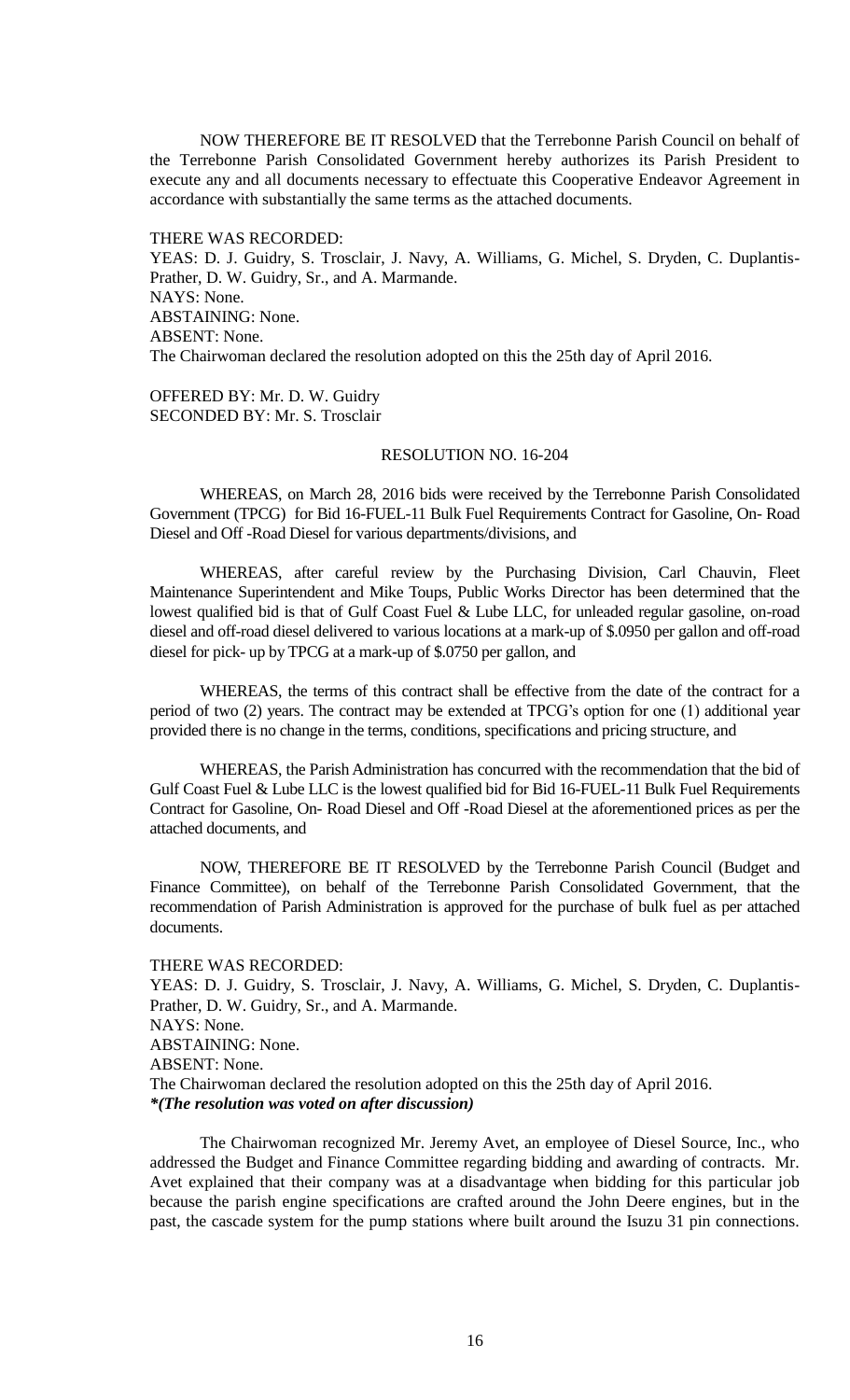NOW THEREFORE BE IT RESOLVED that the Terrebonne Parish Council on behalf of the Terrebonne Parish Consolidated Government hereby authorizes its Parish President to execute any and all documents necessary to effectuate this Cooperative Endeavor Agreement in accordance with substantially the same terms as the attached documents.

THERE WAS RECORDED:
YEAS: D. J. Guidry, S. Trosclair, J. Navy, A. Williams, G. Michel, S. Dryden, C. Duplantis-Prather, D. W. Guidry, Sr., and A. Marmande.
NAYS: None.
ABSTAINING: None.
ABSENT: None.
The Chairwoman declared the resolution adopted on this the 25th day of April 2016.

OFFERED BY: Mr. D. W. Guidry
SECONDED BY: Mr. S. Trosclair

RESOLUTION NO. 16-204

WHEREAS, on March 28, 2016 bids were received by the Terrebonne Parish Consolidated Government (TPCG) for Bid 16-FUEL-11 Bulk Fuel Requirements Contract for Gasoline, On- Road Diesel and Off -Road Diesel for various departments/divisions, and

WHEREAS, after careful review by the Purchasing Division, Carl Chauvin, Fleet Maintenance Superintendent and Mike Toups, Public Works Director has been determined that the lowest qualified bid is that of Gulf Coast Fuel & Lube LLC, for unleaded regular gasoline, on-road diesel and off-road diesel delivered to various locations at a mark-up of $.0950 per gallon and off-road diesel for pick- up by TPCG at a mark-up of $.0750 per gallon, and

WHEREAS, the terms of this contract shall be effective from the date of the contract for a period of two (2) years. The contract may be extended at TPCG's option for one (1) additional year provided there is no change in the terms, conditions, specifications and pricing structure, and

WHEREAS, the Parish Administration has concurred with the recommendation that the bid of Gulf Coast Fuel & Lube LLC is the lowest qualified bid for Bid 16-FUEL-11 Bulk Fuel Requirements Contract for Gasoline, On- Road Diesel and Off -Road Diesel at the aforementioned prices as per the attached documents, and

NOW, THEREFORE BE IT RESOLVED by the Terrebonne Parish Council (Budget and Finance Committee), on behalf of the Terrebonne Parish Consolidated Government, that the recommendation of Parish Administration is approved for the purchase of bulk fuel as per attached documents.

THERE WAS RECORDED:
YEAS: D. J. Guidry, S. Trosclair, J. Navy, A. Williams, G. Michel, S. Dryden, C. Duplantis-Prather, D. W. Guidry, Sr., and A. Marmande.
NAYS: None.
ABSTAINING: None.
ABSENT: None.
The Chairwoman declared the resolution adopted on this the 25th day of April 2016.
***(The resolution was voted on after discussion)***

The Chairwoman recognized Mr. Jeremy Avet, an employee of Diesel Source, Inc., who addressed the Budget and Finance Committee regarding bidding and awarding of contracts. Mr. Avet explained that their company was at a disadvantage when bidding for this particular job because the parish engine specifications are crafted around the John Deere engines, but in the past, the cascade system for the pump stations where built around the Isuzu 31 pin connections.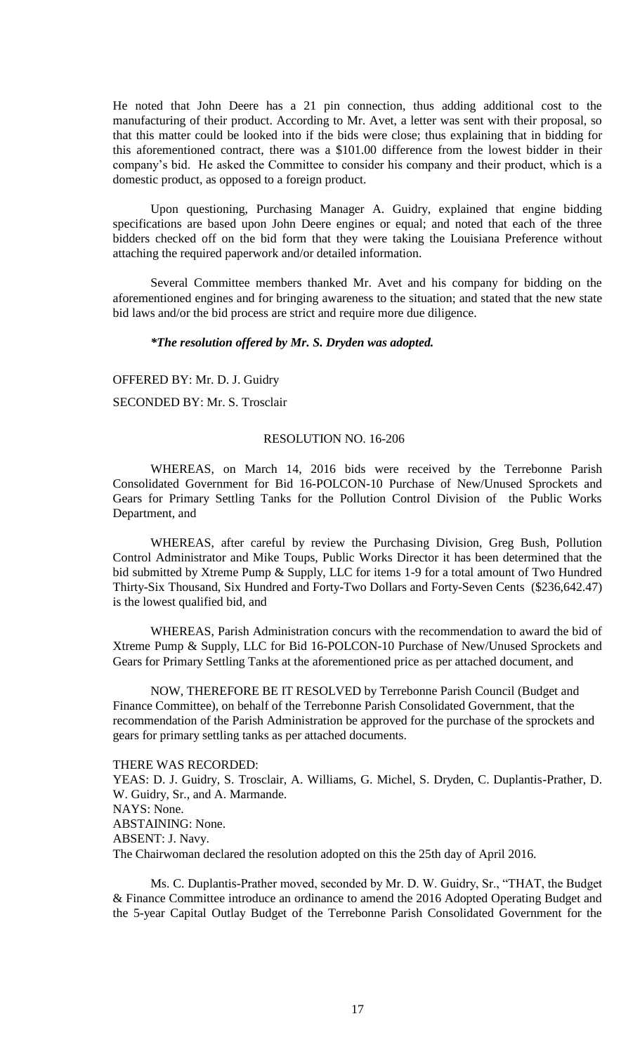He noted that John Deere has a 21 pin connection, thus adding additional cost to the manufacturing of their product. According to Mr. Avet, a letter was sent with their proposal, so that this matter could be looked into if the bids were close; thus explaining that in bidding for this aforementioned contract, there was a $101.00 difference from the lowest bidder in their company's bid. He asked the Committee to consider his company and their product, which is a domestic product, as opposed to a foreign product.

Upon questioning, Purchasing Manager A. Guidry, explained that engine bidding specifications are based upon John Deere engines or equal; and noted that each of the three bidders checked off on the bid form that they were taking the Louisiana Preference without attaching the required paperwork and/or detailed information.

Several Committee members thanked Mr. Avet and his company for bidding on the aforementioned engines and for bringing awareness to the situation; and stated that the new state bid laws and/or the bid process are strict and require more due diligence.

***The resolution offered by Mr. S. Dryden was adopted.***

OFFERED BY: Mr. D. J. Guidry

SECONDED BY: Mr. S. Trosclair

RESOLUTION NO. 16-206

WHEREAS, on March 14, 2016 bids were received by the Terrebonne Parish Consolidated Government for Bid 16-POLCON-10 Purchase of New/Unused Sprockets and Gears for Primary Settling Tanks for the Pollution Control Division of the Public Works Department, and

WHEREAS, after careful by review the Purchasing Division, Greg Bush, Pollution Control Administrator and Mike Toups, Public Works Director it has been determined that the bid submitted by Xtreme Pump & Supply, LLC for items 1-9 for a total amount of Two Hundred Thirty-Six Thousand, Six Hundred and Forty-Two Dollars and Forty-Seven Cents ($236,642.47) is the lowest qualified bid, and

WHEREAS, Parish Administration concurs with the recommendation to award the bid of Xtreme Pump & Supply, LLC for Bid 16-POLCON-10 Purchase of New/Unused Sprockets and Gears for Primary Settling Tanks at the aforementioned price as per attached document, and

NOW, THEREFORE BE IT RESOLVED by Terrebonne Parish Council (Budget and Finance Committee), on behalf of the Terrebonne Parish Consolidated Government, that the recommendation of the Parish Administration be approved for the purchase of the sprockets and gears for primary settling tanks as per attached documents.

THERE WAS RECORDED:
YEAS: D. J. Guidry, S. Trosclair, A. Williams, G. Michel, S. Dryden, C. Duplantis-Prather, D. W. Guidry, Sr., and A. Marmande.
NAYS: None.
ABSTAINING: None.
ABSENT: J. Navy.
The Chairwoman declared the resolution adopted on this the 25th day of April 2016.

Ms. C. Duplantis-Prather moved, seconded by Mr. D. W. Guidry, Sr., "THAT, the Budget & Finance Committee introduce an ordinance to amend the 2016 Adopted Operating Budget and the 5-year Capital Outlay Budget of the Terrebonne Parish Consolidated Government for the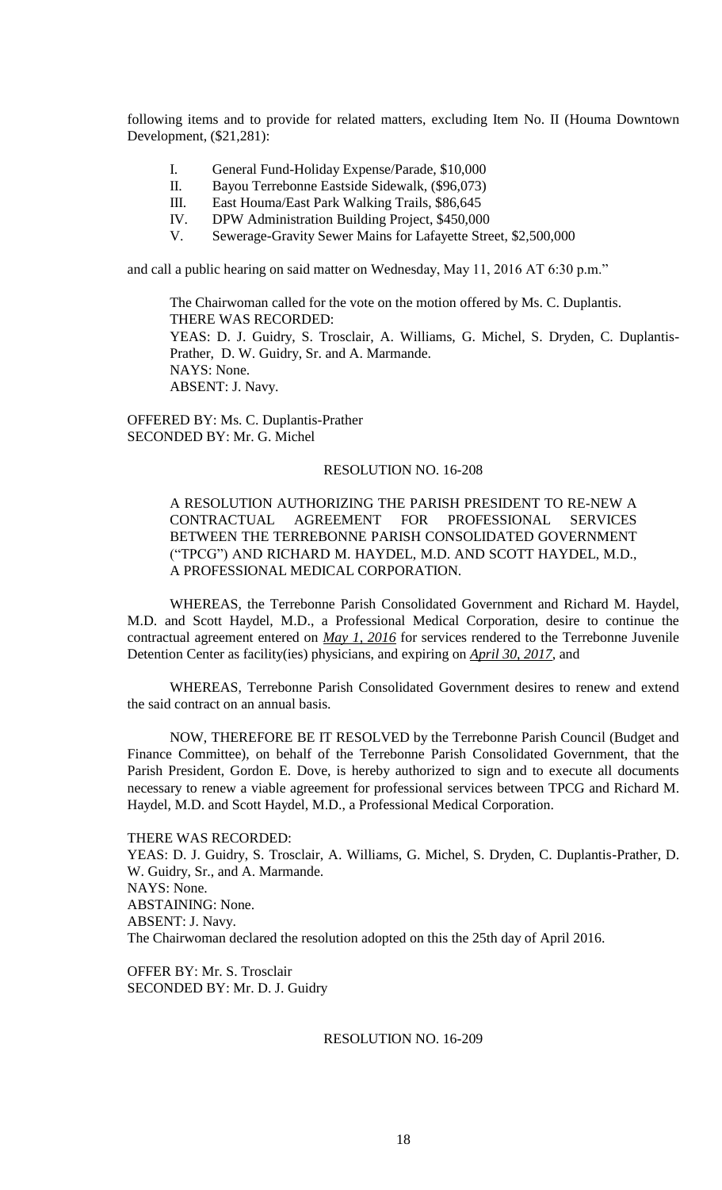following items and to provide for related matters, excluding Item No. II (Houma Downtown Development, ($21,281):

I. General Fund-Holiday Expense/Parade, $10,000
II. Bayou Terrebonne Eastside Sidewalk, ($96,073)
III. East Houma/East Park Walking Trails, $86,645
IV. DPW Administration Building Project, $450,000
V. Sewerage-Gravity Sewer Mains for Lafayette Street, $2,500,000

and call a public hearing on said matter on Wednesday, May 11, 2016 AT 6:30 p.m."

The Chairwoman called for the vote on the motion offered by Ms. C. Duplantis.
THERE WAS RECORDED:
YEAS: D. J. Guidry, S. Trosclair, A. Williams, G. Michel, S. Dryden, C. Duplantis-Prather, D. W. Guidry, Sr. and A. Marmande.
NAYS: None.
ABSENT: J. Navy.

OFFERED BY: Ms. C. Duplantis-Prather
SECONDED BY: Mr. G. Michel

RESOLUTION NO. 16-208

A RESOLUTION AUTHORIZING THE PARISH PRESIDENT TO RE-NEW A CONTRACTUAL AGREEMENT FOR PROFESSIONAL SERVICES BETWEEN THE TERREBONNE PARISH CONSOLIDATED GOVERNMENT ("TPCG") AND RICHARD M. HAYDEL, M.D. AND SCOTT HAYDEL, M.D., A PROFESSIONAL MEDICAL CORPORATION.

WHEREAS, the Terrebonne Parish Consolidated Government and Richard M. Haydel, M.D. and Scott Haydel, M.D., a Professional Medical Corporation, desire to continue the contractual agreement entered on ***May 1, 2016*** for services rendered to the Terrebonne Juvenile Detention Center as facility(ies) physicians, and expiring on ***April 30, 2017***, and

WHEREAS, Terrebonne Parish Consolidated Government desires to renew and extend the said contract on an annual basis.

NOW, THEREFORE BE IT RESOLVED by the Terrebonne Parish Council (Budget and Finance Committee), on behalf of the Terrebonne Parish Consolidated Government, that the Parish President, Gordon E. Dove, is hereby authorized to sign and to execute all documents necessary to renew a viable agreement for professional services between TPCG and Richard M. Haydel, M.D. and Scott Haydel, M.D., a Professional Medical Corporation.

THERE WAS RECORDED:
YEAS: D. J. Guidry, S. Trosclair, A. Williams, G. Michel, S. Dryden, C. Duplantis-Prather, D. W. Guidry, Sr., and A. Marmande.
NAYS: None.
ABSTAINING: None.
ABSENT: J. Navy.
The Chairwoman declared the resolution adopted on this the 25th day of April 2016.

OFFER BY: Mr. S. Trosclair
SECONDED BY: Mr. D. J. Guidry

RESOLUTION NO. 16-209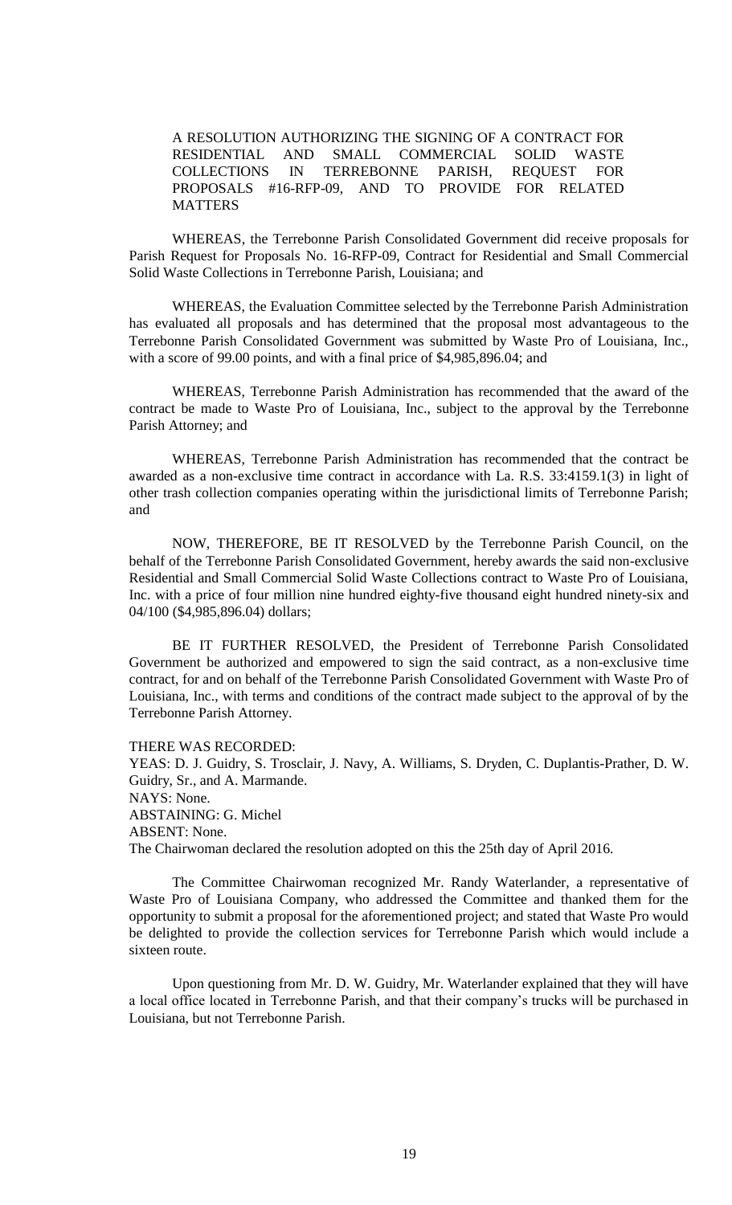A RESOLUTION AUTHORIZING THE SIGNING OF A CONTRACT FOR RESIDENTIAL AND SMALL COMMERCIAL SOLID WASTE COLLECTIONS IN TERREBONNE PARISH, REQUEST FOR PROPOSALS #16-RFP-09, AND TO PROVIDE FOR RELATED MATTERS

WHEREAS, the Terrebonne Parish Consolidated Government did receive proposals for Parish Request for Proposals No. 16-RFP-09, Contract for Residential and Small Commercial Solid Waste Collections in Terrebonne Parish, Louisiana; and

WHEREAS, the Evaluation Committee selected by the Terrebonne Parish Administration has evaluated all proposals and has determined that the proposal most advantageous to the Terrebonne Parish Consolidated Government was submitted by Waste Pro of Louisiana, Inc., with a score of 99.00 points, and with a final price of $4,985,896.04; and

WHEREAS, Terrebonne Parish Administration has recommended that the award of the contract be made to Waste Pro of Louisiana, Inc., subject to the approval by the Terrebonne Parish Attorney; and

WHEREAS, Terrebonne Parish Administration has recommended that the contract be awarded as a non-exclusive time contract in accordance with La. R.S. 33:4159.1(3) in light of other trash collection companies operating within the jurisdictional limits of Terrebonne Parish; and

NOW, THEREFORE, BE IT RESOLVED by the Terrebonne Parish Council, on the behalf of the Terrebonne Parish Consolidated Government, hereby awards the said non-exclusive Residential and Small Commercial Solid Waste Collections contract to Waste Pro of Louisiana, Inc. with a price of four million nine hundred eighty-five thousand eight hundred ninety-six and 04/100 ($4,985,896.04) dollars;

BE IT FURTHER RESOLVED, the President of Terrebonne Parish Consolidated Government be authorized and empowered to sign the said contract, as a non-exclusive time contract, for and on behalf of the Terrebonne Parish Consolidated Government with Waste Pro of Louisiana, Inc., with terms and conditions of the contract made subject to the approval of by the Terrebonne Parish Attorney.

THERE WAS RECORDED:
YEAS: D. J. Guidry, S. Trosclair, J. Navy, A. Williams, S. Dryden, C. Duplantis-Prather, D. W. Guidry, Sr., and A. Marmande.
NAYS: None.
ABSTAINING: G. Michel
ABSENT: None.
The Chairwoman declared the resolution adopted on this the 25th day of April 2016.

The Committee Chairwoman recognized Mr. Randy Waterlander, a representative of Waste Pro of Louisiana Company, who addressed the Committee and thanked them for the opportunity to submit a proposal for the aforementioned project; and stated that Waste Pro would be delighted to provide the collection services for Terrebonne Parish which would include a sixteen route.

Upon questioning from Mr. D. W. Guidry, Mr. Waterlander explained that they will have a local office located in Terrebonne Parish, and that their company's trucks will be purchased in Louisiana, but not Terrebonne Parish.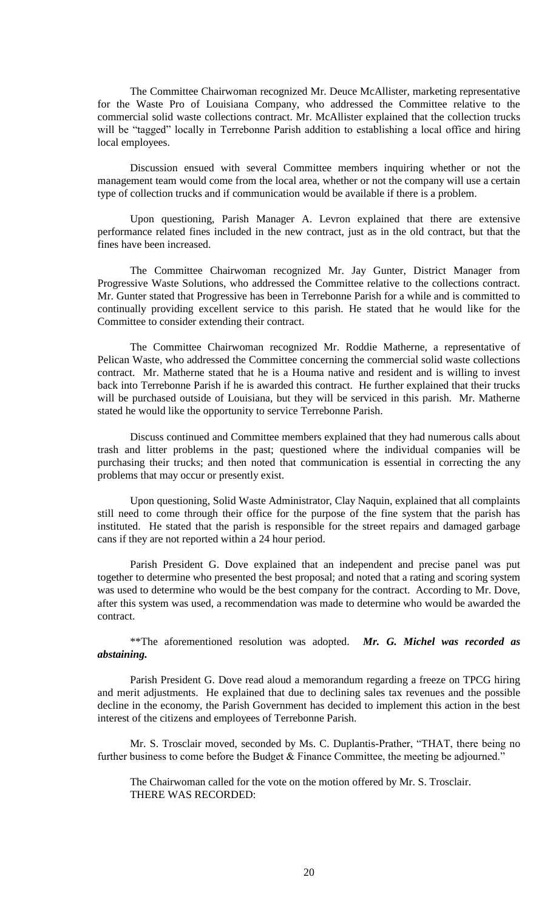The Committee Chairwoman recognized Mr. Deuce McAllister, marketing representative for the Waste Pro of Louisiana Company, who addressed the Committee relative to the commercial solid waste collections contract. Mr. McAllister explained that the collection trucks will be "tagged" locally in Terrebonne Parish addition to establishing a local office and hiring local employees.

Discussion ensued with several Committee members inquiring whether or not the management team would come from the local area, whether or not the company will use a certain type of collection trucks and if communication would be available if there is a problem.

Upon questioning, Parish Manager A. Levron explained that there are extensive performance related fines included in the new contract, just as in the old contract, but that the fines have been increased.

The Committee Chairwoman recognized Mr. Jay Gunter, District Manager from Progressive Waste Solutions, who addressed the Committee relative to the collections contract. Mr. Gunter stated that Progressive has been in Terrebonne Parish for a while and is committed to continually providing excellent service to this parish. He stated that he would like for the Committee to consider extending their contract.

The Committee Chairwoman recognized Mr. Roddie Matherne, a representative of Pelican Waste, who addressed the Committee concerning the commercial solid waste collections contract. Mr. Matherne stated that he is a Houma native and resident and is willing to invest back into Terrebonne Parish if he is awarded this contract. He further explained that their trucks will be purchased outside of Louisiana, but they will be serviced in this parish. Mr. Matherne stated he would like the opportunity to service Terrebonne Parish.

Discuss continued and Committee members explained that they had numerous calls about trash and litter problems in the past; questioned where the individual companies will be purchasing their trucks; and then noted that communication is essential in correcting the any problems that may occur or presently exist.

Upon questioning, Solid Waste Administrator, Clay Naquin, explained that all complaints still need to come through their office for the purpose of the fine system that the parish has instituted. He stated that the parish is responsible for the street repairs and damaged garbage cans if they are not reported within a 24 hour period.

Parish President G. Dove explained that an independent and precise panel was put together to determine who presented the best proposal; and noted that a rating and scoring system was used to determine who would be the best company for the contract. According to Mr. Dove, after this system was used, a recommendation was made to determine who would be awarded the contract.

**The aforementioned resolution was adopted. ***Mr. G. Michel was recorded as abstaining.***

Parish President G. Dove read aloud a memorandum regarding a freeze on TPCG hiring and merit adjustments. He explained that due to declining sales tax revenues and the possible decline in the economy, the Parish Government has decided to implement this action in the best interest of the citizens and employees of Terrebonne Parish.

Mr. S. Trosclair moved, seconded by Ms. C. Duplantis-Prather, "THAT, there being no further business to come before the Budget & Finance Committee, the meeting be adjourned."

The Chairwoman called for the vote on the motion offered by Mr. S. Trosclair.
THERE WAS RECORDED: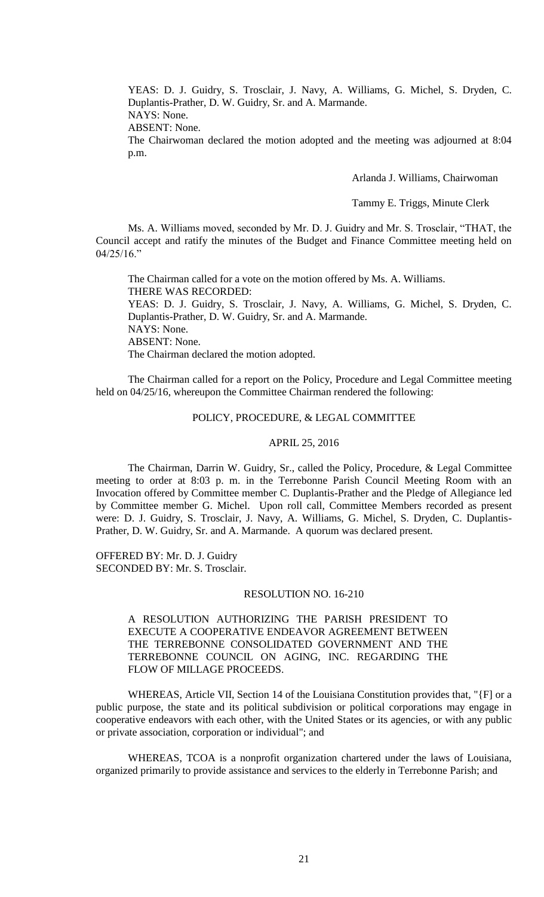YEAS: D. J. Guidry, S. Trosclair, J. Navy, A. Williams, G. Michel, S. Dryden, C. Duplantis-Prather, D. W. Guidry, Sr. and A. Marmande.
NAYS: None.
ABSENT: None.
The Chairwoman declared the motion adopted and the meeting was adjourned at 8:04 p.m.

Arlanda J. Williams, Chairwoman

Tammy E. Triggs, Minute Clerk

Ms. A. Williams moved, seconded by Mr. D. J. Guidry and Mr. S. Trosclair, "THAT, the Council accept and ratify the minutes of the Budget and Finance Committee meeting held on 04/25/16."

The Chairman called for a vote on the motion offered by Ms. A. Williams.
THERE WAS RECORDED:
YEAS: D. J. Guidry, S. Trosclair, J. Navy, A. Williams, G. Michel, S. Dryden, C. Duplantis-Prather, D. W. Guidry, Sr. and A. Marmande.
NAYS: None.
ABSENT: None.
The Chairman declared the motion adopted.

The Chairman called for a report on the Policy, Procedure and Legal Committee meeting held on 04/25/16, whereupon the Committee Chairman rendered the following:

POLICY, PROCEDURE, & LEGAL COMMITTEE

APRIL 25, 2016

The Chairman, Darrin W. Guidry, Sr., called the Policy, Procedure, & Legal Committee meeting to order at 8:03 p. m. in the Terrebonne Parish Council Meeting Room with an Invocation offered by Committee member C. Duplantis-Prather and the Pledge of Allegiance led by Committee member G. Michel. Upon roll call, Committee Members recorded as present were: D. J. Guidry, S. Trosclair, J. Navy, A. Williams, G. Michel, S. Dryden, C. Duplantis-Prather, D. W. Guidry, Sr. and A. Marmande. A quorum was declared present.

OFFERED BY: Mr. D. J. Guidry
SECONDED BY: Mr. S. Trosclair.

RESOLUTION NO. 16-210

A RESOLUTION AUTHORIZING THE PARISH PRESIDENT TO EXECUTE A COOPERATIVE ENDEAVOR AGREEMENT BETWEEN THE TERREBONNE CONSOLIDATED GOVERNMENT AND THE TERREBONNE COUNCIL ON AGING, INC. REGARDING THE FLOW OF MILLAGE PROCEEDS.

WHEREAS, Article VII, Section 14 of the Louisiana Constitution provides that, "{F] or a public purpose, the state and its political subdivision or political corporations may engage in cooperative endeavors with each other, with the United States or its agencies, or with any public or private association, corporation or individual"; and

WHEREAS, TCOA is a nonprofit organization chartered under the laws of Louisiana, organized primarily to provide assistance and services to the elderly in Terrebonne Parish; and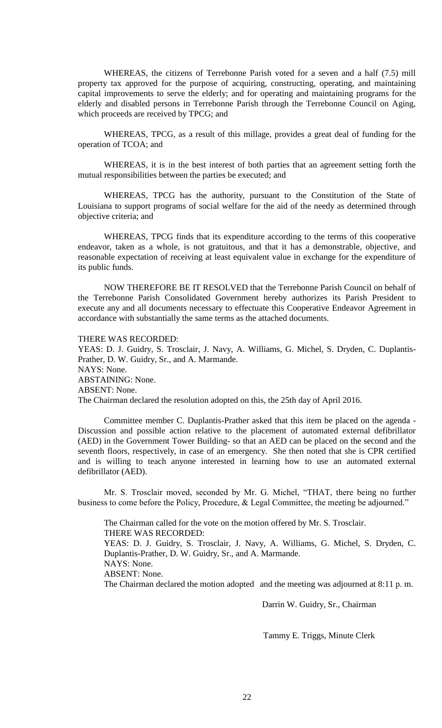WHEREAS, the citizens of Terrebonne Parish voted for a seven and a half (7.5) mill property tax approved for the purpose of acquiring, constructing, operating, and maintaining capital improvements to serve the elderly; and for operating and maintaining programs for the elderly and disabled persons in Terrebonne Parish through the Terrebonne Council on Aging, which proceeds are received by TPCG; and

WHEREAS, TPCG, as a result of this millage, provides a great deal of funding for the operation of TCOA; and

WHEREAS, it is in the best interest of both parties that an agreement setting forth the mutual responsibilities between the parties be executed; and

WHEREAS, TPCG has the authority, pursuant to the Constitution of the State of Louisiana to support programs of social welfare for the aid of the needy as determined through objective criteria; and

WHEREAS, TPCG finds that its expenditure according to the terms of this cooperative endeavor, taken as a whole, is not gratuitous, and that it has a demonstrable, objective, and reasonable expectation of receiving at least equivalent value in exchange for the expenditure of its public funds.

NOW THEREFORE BE IT RESOLVED that the Terrebonne Parish Council on behalf of the Terrebonne Parish Consolidated Government hereby authorizes its Parish President to execute any and all documents necessary to effectuate this Cooperative Endeavor Agreement in accordance with substantially the same terms as the attached documents.

THERE WAS RECORDED:
YEAS: D. J. Guidry, S. Trosclair, J. Navy, A. Williams, G. Michel, S. Dryden, C. Duplantis-Prather, D. W. Guidry, Sr., and A. Marmande.
NAYS: None.
ABSTAINING: None.
ABSENT: None.
The Chairman declared the resolution adopted on this, the 25th day of April 2016.

Committee member C. Duplantis-Prather asked that this item be placed on the agenda - Discussion and possible action relative to the placement of automated external defibrillator (AED) in the Government Tower Building- so that an AED can be placed on the second and the seventh floors, respectively, in case of an emergency. She then noted that she is CPR certified and is willing to teach anyone interested in learning how to use an automated external defibrillator (AED).

Mr. S. Trosclair moved, seconded by Mr. G. Michel, "THAT, there being no further business to come before the Policy, Procedure, & Legal Committee, the meeting be adjourned."

The Chairman called for the vote on the motion offered by Mr. S. Trosclair.
THERE WAS RECORDED:
YEAS: D. J. Guidry, S. Trosclair, J. Navy, A. Williams, G. Michel, S. Dryden, C. Duplantis-Prather, D. W. Guidry, Sr., and A. Marmande.
NAYS: None.
ABSENT: None.
The Chairman declared the motion adopted and the meeting was adjourned at 8:11 p. m.

Darrin W. Guidry, Sr., Chairman

Tammy E. Triggs, Minute Clerk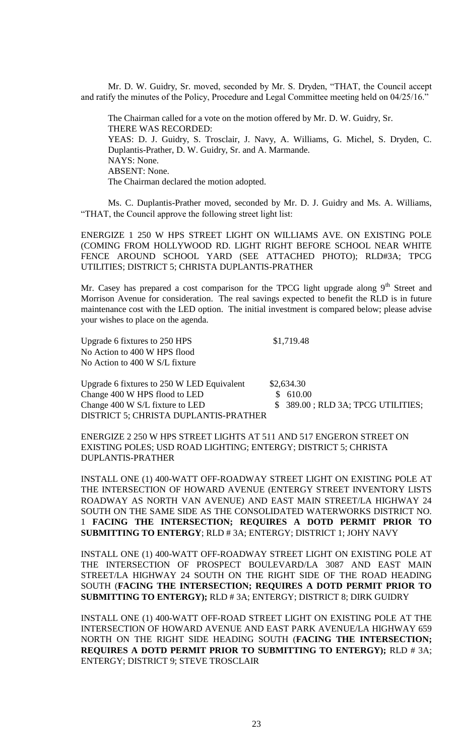Mr. D. W. Guidry, Sr. moved, seconded by Mr. S. Dryden, "THAT, the Council accept and ratify the minutes of the Policy, Procedure and Legal Committee meeting held on 04/25/16."

The Chairman called for a vote on the motion offered by Mr. D. W. Guidry, Sr.
THERE WAS RECORDED:
YEAS: D. J. Guidry, S. Trosclair, J. Navy, A. Williams, G. Michel, S. Dryden, C. Duplantis-Prather, D. W. Guidry, Sr. and A. Marmande.
NAYS: None.
ABSENT: None.
The Chairman declared the motion adopted.

Ms. C. Duplantis-Prather moved, seconded by Mr. D. J. Guidry and Ms. A. Williams, "THAT, the Council approve the following street light list:

ENERGIZE 1 250 W HPS STREET LIGHT ON WILLIAMS AVE. ON EXISTING POLE (COMING FROM HOLLYWOOD RD. LIGHT RIGHT BEFORE SCHOOL NEAR WHITE FENCE AROUND SCHOOL YARD (SEE ATTACHED PHOTO); RLD#3A; TPCG UTILITIES; DISTRICT 5; CHRISTA DUPLANTIS-PRATHER

Mr. Casey has prepared a cost comparison for the TPCG light upgrade along 9th Street and Morrison Avenue for consideration. The real savings expected to benefit the RLD is in future maintenance cost with the LED option. The initial investment is compared below; please advise your wishes to place on the agenda.

| | |
|---|---|
| Upgrade 6 fixtures to 250 HPS | $1,719.48 |
| No Action to 400 W HPS flood | |
| No Action to 400 W S/L fixture | |
| | |
| Upgrade 6 fixtures to 250 W LED Equivalent | $2,634.30 |
| Change 400 W HPS flood to LED | $ 610.00 |
| Change 400 W S/L fixture to LED | $ 389.00 ; RLD 3A; TPCG UTILITIES; |

DISTRICT 5; CHRISTA DUPLANTIS-PRATHER

ENERGIZE 2 250 W HPS STREET LIGHTS AT 511 AND 517 ENGERON STREET ON EXISTING POLES; USD ROAD LIGHTING; ENTERGY; DISTRICT 5; CHRISTA DUPLANTIS-PRATHER

INSTALL ONE (1) 400-WATT OFF-ROADWAY STREET LIGHT ON EXISTING POLE AT THE INTERSECTION OF HOWARD AVENUE (ENTERGY STREET INVENTORY LISTS ROADWAY AS NORTH VAN AVENUE) AND EAST MAIN STREET/LA HIGHWAY 24 SOUTH ON THE SAME SIDE AS THE CONSOLIDATED WATERWORKS DISTRICT NO. 1 **FACING THE INTERSECTION; REQUIRES A DOTD PERMIT PRIOR TO SUBMITTING TO ENTERGY**; RLD # 3A; ENTERGY; DISTRICT 1; JOHY NAVY

INSTALL ONE (1) 400-WATT OFF-ROADWAY STREET LIGHT ON EXISTING POLE AT THE INTERSECTION OF PROSPECT BOULEVARD/LA 3087 AND EAST MAIN STREET/LA HIGHWAY 24 SOUTH ON THE RIGHT SIDE OF THE ROAD HEADING SOUTH (**FACING THE INTERSECTION; REQUIRES A DOTD PERMIT PRIOR TO SUBMITTING TO ENTERGY);** RLD # 3A; ENTERGY; DISTRICT 8; DIRK GUIDRY

INSTALL ONE (1) 400-WATT OFF-ROAD STREET LIGHT ON EXISTING POLE AT THE INTERSECTION OF HOWARD AVENUE AND EAST PARK AVENUE/LA HIGHWAY 659 NORTH ON THE RIGHT SIDE HEADING SOUTH (**FACING THE INTERSECTION; REQUIRES A DOTD PERMIT PRIOR TO SUBMITTING TO ENTERGY);** RLD # 3A; ENTERGY; DISTRICT 9; STEVE TROSCLAIR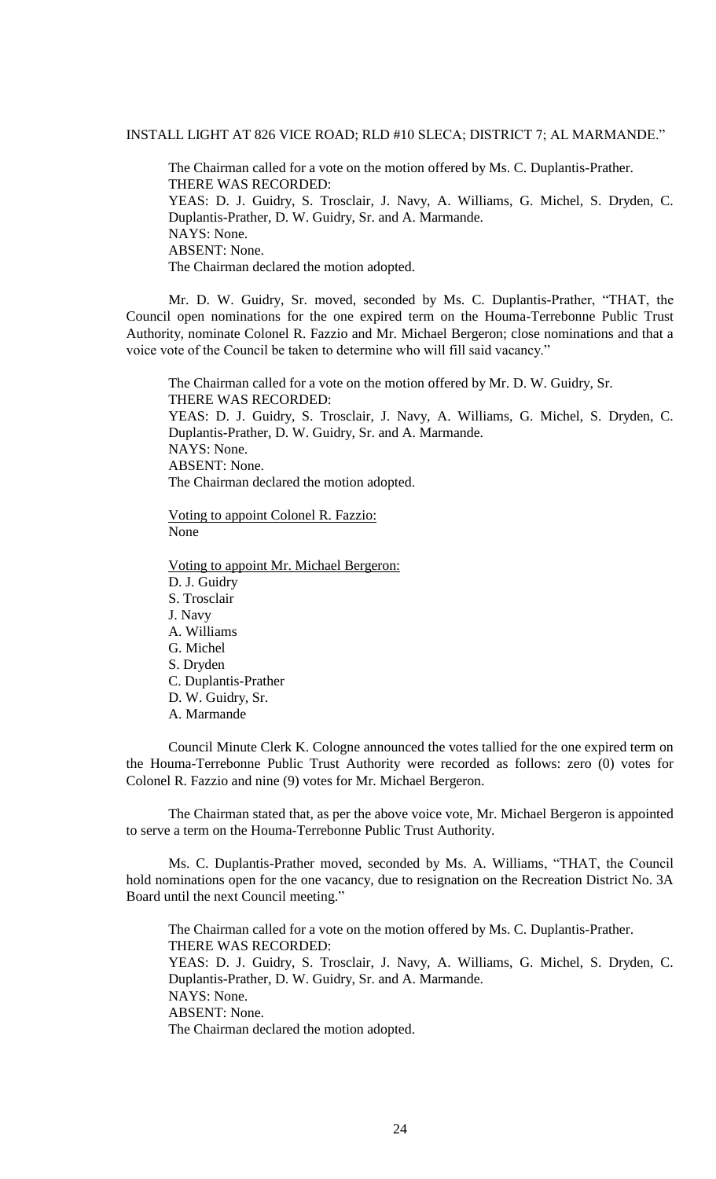INSTALL LIGHT AT 826 VICE ROAD; RLD #10 SLECA; DISTRICT 7; AL MARMANDE."

The Chairman called for a vote on the motion offered by Ms. C. Duplantis-Prather.
THERE WAS RECORDED:
YEAS: D. J. Guidry, S. Trosclair, J. Navy, A. Williams, G. Michel, S. Dryden, C. Duplantis-Prather, D. W. Guidry, Sr. and A. Marmande.
NAYS: None.
ABSENT: None.
The Chairman declared the motion adopted.

Mr. D. W. Guidry, Sr. moved, seconded by Ms. C. Duplantis-Prather, "THAT, the Council open nominations for the one expired term on the Houma-Terrebonne Public Trust Authority, nominate Colonel R. Fazzio and Mr. Michael Bergeron; close nominations and that a voice vote of the Council be taken to determine who will fill said vacancy."

The Chairman called for a vote on the motion offered by Mr. D. W. Guidry, Sr.
THERE WAS RECORDED:
YEAS: D. J. Guidry, S. Trosclair, J. Navy, A. Williams, G. Michel, S. Dryden, C. Duplantis-Prather, D. W. Guidry, Sr. and A. Marmande.
NAYS: None.
ABSENT: None.
The Chairman declared the motion adopted.

Voting to appoint Colonel R. Fazzio:
None

Voting to appoint Mr. Michael Bergeron:
D. J. Guidry
S. Trosclair
J. Navy
A. Williams
G. Michel
S. Dryden
C. Duplantis-Prather
D. W. Guidry, Sr.
A. Marmande

Council Minute Clerk K. Cologne announced the votes tallied for the one expired term on the Houma-Terrebonne Public Trust Authority were recorded as follows: zero (0) votes for Colonel R. Fazzio and nine (9) votes for Mr. Michael Bergeron.

The Chairman stated that, as per the above voice vote, Mr. Michael Bergeron is appointed to serve a term on the Houma-Terrebonne Public Trust Authority.

Ms. C. Duplantis-Prather moved, seconded by Ms. A. Williams, "THAT, the Council hold nominations open for the one vacancy, due to resignation on the Recreation District No. 3A Board until the next Council meeting."

The Chairman called for a vote on the motion offered by Ms. C. Duplantis-Prather.
THERE WAS RECORDED:
YEAS: D. J. Guidry, S. Trosclair, J. Navy, A. Williams, G. Michel, S. Dryden, C. Duplantis-Prather, D. W. Guidry, Sr. and A. Marmande.
NAYS: None.
ABSENT: None.
The Chairman declared the motion adopted.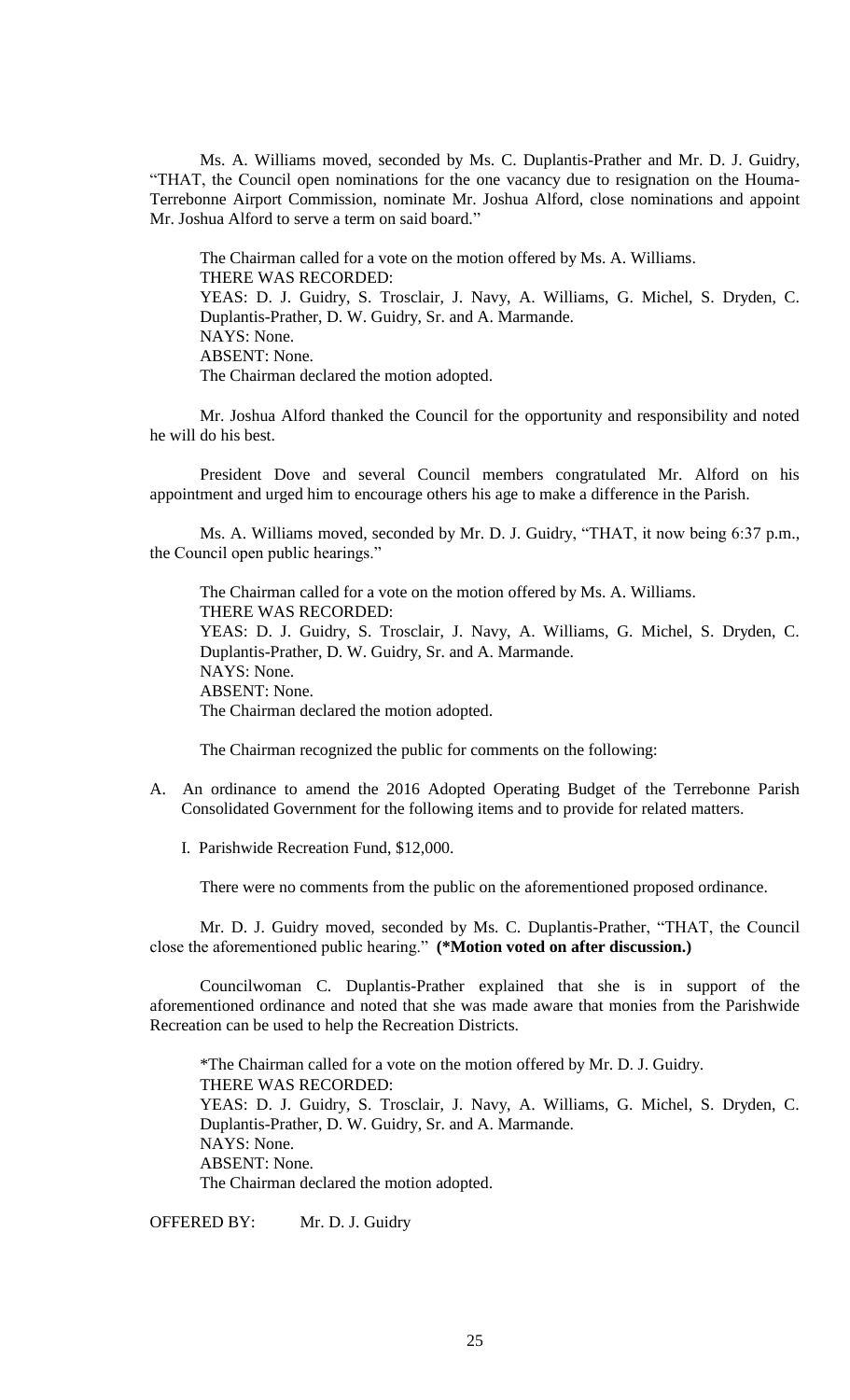Ms. A. Williams moved, seconded by Ms. C. Duplantis-Prather and Mr. D. J. Guidry, "THAT, the Council open nominations for the one vacancy due to resignation on the Houma-Terrebonne Airport Commission, nominate Mr. Joshua Alford, close nominations and appoint Mr. Joshua Alford to serve a term on said board."

The Chairman called for a vote on the motion offered by Ms. A. Williams.
THERE WAS RECORDED:
YEAS: D. J. Guidry, S. Trosclair, J. Navy, A. Williams, G. Michel, S. Dryden, C. Duplantis-Prather, D. W. Guidry, Sr. and A. Marmande.
NAYS: None.
ABSENT: None.
The Chairman declared the motion adopted.

Mr. Joshua Alford thanked the Council for the opportunity and responsibility and noted he will do his best.

President Dove and several Council members congratulated Mr. Alford on his appointment and urged him to encourage others his age to make a difference in the Parish.

Ms. A. Williams moved, seconded by Mr. D. J. Guidry, "THAT, it now being 6:37 p.m., the Council open public hearings."

The Chairman called for a vote on the motion offered by Ms. A. Williams.
THERE WAS RECORDED:
YEAS: D. J. Guidry, S. Trosclair, J. Navy, A. Williams, G. Michel, S. Dryden, C. Duplantis-Prather, D. W. Guidry, Sr. and A. Marmande.
NAYS: None.
ABSENT: None.
The Chairman declared the motion adopted.

The Chairman recognized the public for comments on the following:

A. An ordinance to amend the 2016 Adopted Operating Budget of the Terrebonne Parish Consolidated Government for the following items and to provide for related matters.

   I. Parishwide Recreation Fund, $12,000.

   There were no comments from the public on the aforementioned proposed ordinance.

Mr. D. J. Guidry moved, seconded by Ms. C. Duplantis-Prather, "THAT, the Council close the aforementioned public hearing." **(*Motion voted on after discussion.)**

Councilwoman C. Duplantis-Prather explained that she is in support of the aforementioned ordinance and noted that she was made aware that monies from the Parishwide Recreation can be used to help the Recreation Districts.

*The Chairman called for a vote on the motion offered by Mr. D. J. Guidry.
THERE WAS RECORDED:
YEAS: D. J. Guidry, S. Trosclair, J. Navy, A. Williams, G. Michel, S. Dryden, C. Duplantis-Prather, D. W. Guidry, Sr. and A. Marmande.
NAYS: None.
ABSENT: None.
The Chairman declared the motion adopted.

OFFERED BY: Mr. D. J. Guidry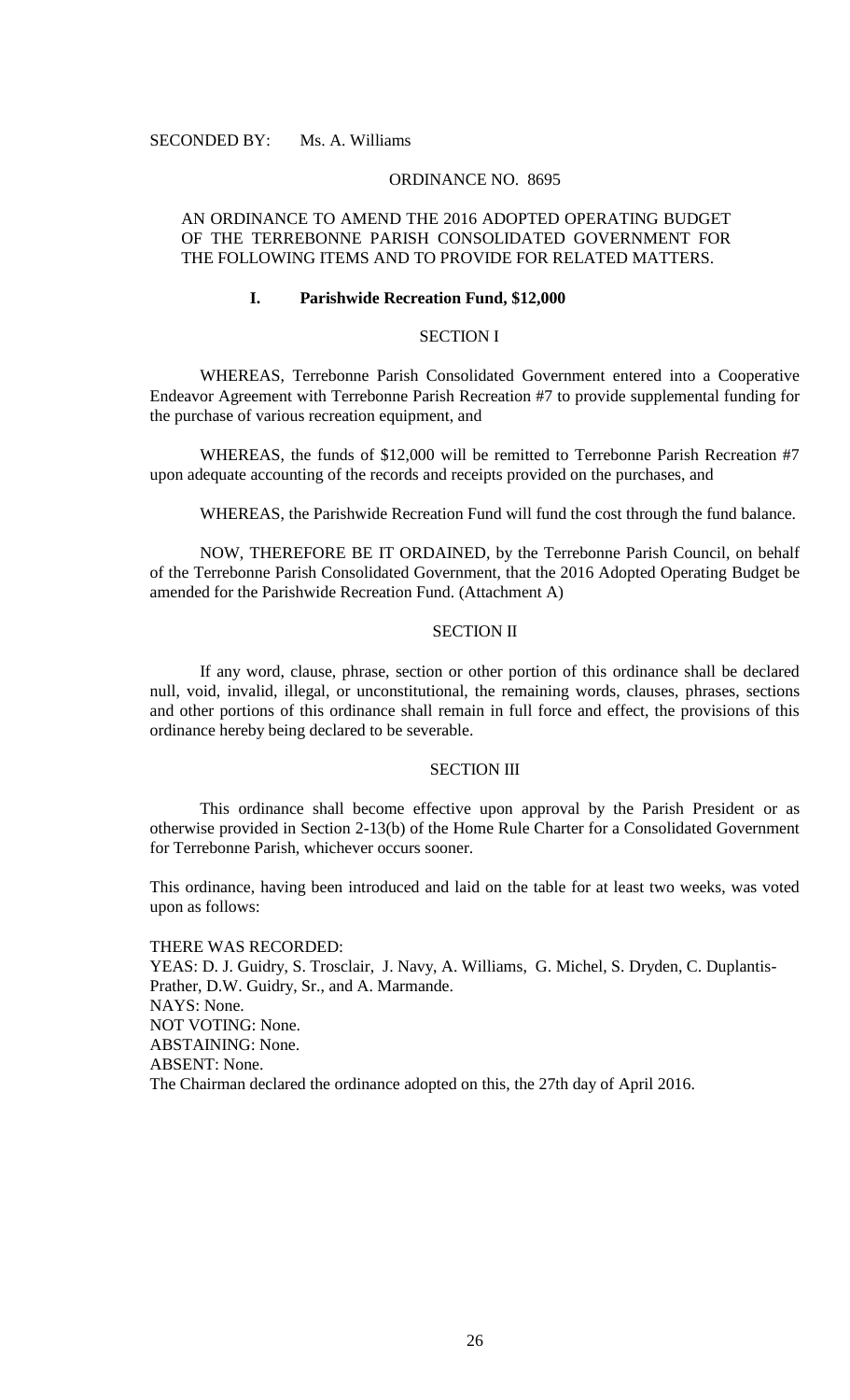SECONDED BY: Ms. A. Williams

ORDINANCE NO. 8695

AN ORDINANCE TO AMEND THE 2016 ADOPTED OPERATING BUDGET OF THE TERREBONNE PARISH CONSOLIDATED GOVERNMENT FOR THE FOLLOWING ITEMS AND TO PROVIDE FOR RELATED MATTERS.

**I. Parishwide Recreation Fund, $12,000**

SECTION I

WHEREAS, Terrebonne Parish Consolidated Government entered into a Cooperative Endeavor Agreement with Terrebonne Parish Recreation #7 to provide supplemental funding for the purchase of various recreation equipment, and

WHEREAS, the funds of $12,000 will be remitted to Terrebonne Parish Recreation #7 upon adequate accounting of the records and receipts provided on the purchases, and

WHEREAS, the Parishwide Recreation Fund will fund the cost through the fund balance.

NOW, THEREFORE BE IT ORDAINED, by the Terrebonne Parish Council, on behalf of the Terrebonne Parish Consolidated Government, that the 2016 Adopted Operating Budget be amended for the Parishwide Recreation Fund. (Attachment A)

SECTION II

If any word, clause, phrase, section or other portion of this ordinance shall be declared null, void, invalid, illegal, or unconstitutional, the remaining words, clauses, phrases, sections and other portions of this ordinance shall remain in full force and effect, the provisions of this ordinance hereby being declared to be severable.

SECTION III

This ordinance shall become effective upon approval by the Parish President or as otherwise provided in Section 2-13(b) of the Home Rule Charter for a Consolidated Government for Terrebonne Parish, whichever occurs sooner.

This ordinance, having been introduced and laid on the table for at least two weeks, was voted upon as follows:

THERE WAS RECORDED:
YEAS: D. J. Guidry, S. Trosclair, J. Navy, A. Williams, G. Michel, S. Dryden, C. Duplantis-Prather, D.W. Guidry, Sr., and A. Marmande.
NAYS: None.
NOT VOTING: None.
ABSTAINING: None.
ABSENT: None.
The Chairman declared the ordinance adopted on this, the 27th day of April 2016.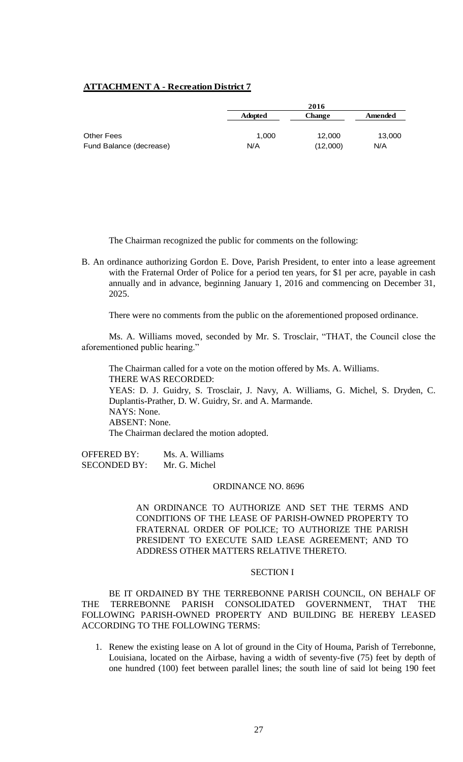**ATTACHMENT A - Recreation District 7**

| | 2016 | | |
|---|---|---|---|
| | **Adopted** | **Change** | **Amended** |
| Other Fees | 1,000 | 12,000 | 13,000 |
| Fund Balance (decrease) | N/A | (12,000) | N/A |

The Chairman recognized the public for comments on the following:

B. An ordinance authorizing Gordon E. Dove, Parish President, to enter into a lease agreement with the Fraternal Order of Police for a period ten years, for $1 per acre, payable in cash annually and in advance, beginning January 1, 2016 and commencing on December 31, 2025.

There were no comments from the public on the aforementioned proposed ordinance.

Ms. A. Williams moved, seconded by Mr. S. Trosclair, "THAT, the Council close the aforementioned public hearing."

The Chairman called for a vote on the motion offered by Ms. A. Williams.
THERE WAS RECORDED:
YEAS: D. J. Guidry, S. Trosclair, J. Navy, A. Williams, G. Michel, S. Dryden, C. Duplantis-Prather, D. W. Guidry, Sr. and A. Marmande.
NAYS: None.
ABSENT: None.
The Chairman declared the motion adopted.

OFFERED BY: Ms. A. Williams
SECONDED BY: Mr. G. Michel

ORDINANCE NO. 8696

AN ORDINANCE TO AUTHORIZE AND SET THE TERMS AND CONDITIONS OF THE LEASE OF PARISH-OWNED PROPERTY TO FRATERNAL ORDER OF POLICE; TO AUTHORIZE THE PARISH PRESIDENT TO EXECUTE SAID LEASE AGREEMENT; AND TO ADDRESS OTHER MATTERS RELATIVE THERETO.

SECTION I

BE IT ORDAINED BY THE TERREBONNE PARISH COUNCIL, ON BEHALF OF THE TERREBONNE PARISH CONSOLIDATED GOVERNMENT, THAT THE FOLLOWING PARISH-OWNED PROPERTY AND BUILDING BE HEREBY LEASED ACCORDING TO THE FOLLOWING TERMS:

1. Renew the existing lease on A lot of ground in the City of Houma, Parish of Terrebonne, Louisiana, located on the Airbase, having a width of seventy-five (75) feet by depth of one hundred (100) feet between parallel lines; the south line of said lot being 190 feet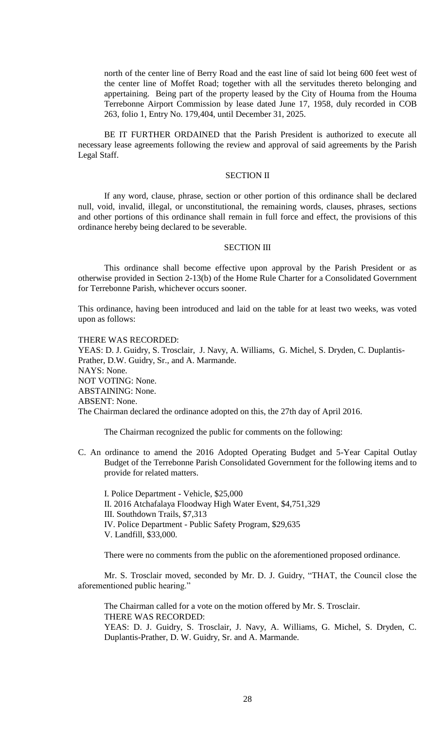north of the center line of Berry Road and the east line of said lot being 600 feet west of the center line of Moffet Road; together with all the servitudes thereto belonging and appertaining. Being part of the property leased by the City of Houma from the Houma Terrebonne Airport Commission by lease dated June 17, 1958, duly recorded in COB 263, folio 1, Entry No. 179,404, until December 31, 2025.

BE IT FURTHER ORDAINED that the Parish President is authorized to execute all necessary lease agreements following the review and approval of said agreements by the Parish Legal Staff.

SECTION II

If any word, clause, phrase, section or other portion of this ordinance shall be declared null, void, invalid, illegal, or unconstitutional, the remaining words, clauses, phrases, sections and other portions of this ordinance shall remain in full force and effect, the provisions of this ordinance hereby being declared to be severable.

SECTION III

This ordinance shall become effective upon approval by the Parish President or as otherwise provided in Section 2-13(b) of the Home Rule Charter for a Consolidated Government for Terrebonne Parish, whichever occurs sooner.

This ordinance, having been introduced and laid on the table for at least two weeks, was voted upon as follows:

THERE WAS RECORDED:
YEAS: D. J. Guidry, S. Trosclair, J. Navy, A. Williams, G. Michel, S. Dryden, C. Duplantis-Prather, D.W. Guidry, Sr., and A. Marmande.
NAYS: None.
NOT VOTING: None.
ABSTAINING: None.
ABSENT: None.
The Chairman declared the ordinance adopted on this, the 27th day of April 2016.

The Chairman recognized the public for comments on the following:

C. An ordinance to amend the 2016 Adopted Operating Budget and 5-Year Capital Outlay Budget of the Terrebonne Parish Consolidated Government for the following items and to provide for related matters.

I. Police Department - Vehicle, $25,000
II. 2016 Atchafalaya Floodway High Water Event, $4,751,329
III. Southdown Trails, $7,313
IV. Police Department - Public Safety Program, $29,635
V. Landfill, $33,000.

There were no comments from the public on the aforementioned proposed ordinance.

Mr. S. Trosclair moved, seconded by Mr. D. J. Guidry, "THAT, the Council close the aforementioned public hearing."

The Chairman called for a vote on the motion offered by Mr. S. Trosclair.
THERE WAS RECORDED:
YEAS: D. J. Guidry, S. Trosclair, J. Navy, A. Williams, G. Michel, S. Dryden, C. Duplantis-Prather, D. W. Guidry, Sr. and A. Marmande.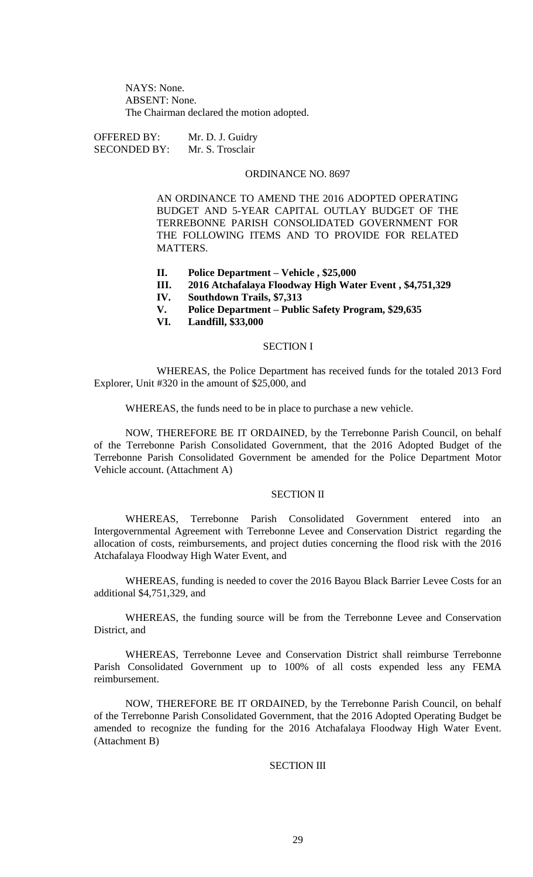NAYS: None.
ABSENT: None.
The Chairman declared the motion adopted.

OFFERED BY: Mr. D. J. Guidry
SECONDED BY: Mr. S. Trosclair

ORDINANCE NO. 8697

AN ORDINANCE TO AMEND THE 2016 ADOPTED OPERATING BUDGET AND 5-YEAR CAPITAL OUTLAY BUDGET OF THE TERREBONNE PARISH CONSOLIDATED GOVERNMENT FOR THE FOLLOWING ITEMS AND TO PROVIDE FOR RELATED MATTERS.

- **II. Police Department – Vehicle , $25,000**
- **III. 2016 Atchafalaya Floodway High Water Event , $4,751,329**
- **IV. Southdown Trails, $7,313**
- **V. Police Department – Public Safety Program, $29,635**
- **VI. Landfill, $33,000**

SECTION I

WHEREAS, the Police Department has received funds for the totaled 2013 Ford Explorer, Unit #320 in the amount of $25,000, and

WHEREAS, the funds need to be in place to purchase a new vehicle.

NOW, THEREFORE BE IT ORDAINED, by the Terrebonne Parish Council, on behalf of the Terrebonne Parish Consolidated Government, that the 2016 Adopted Budget of the Terrebonne Parish Consolidated Government be amended for the Police Department Motor Vehicle account. (Attachment A)

SECTION II

WHEREAS, Terrebonne Parish Consolidated Government entered into an Intergovernmental Agreement with Terrebonne Levee and Conservation District regarding the allocation of costs, reimbursements, and project duties concerning the flood risk with the 2016 Atchafalaya Floodway High Water Event, and

WHEREAS, funding is needed to cover the 2016 Bayou Black Barrier Levee Costs for an additional $4,751,329, and

WHEREAS, the funding source will be from the Terrebonne Levee and Conservation District, and

WHEREAS, Terrebonne Levee and Conservation District shall reimburse Terrebonne Parish Consolidated Government up to 100% of all costs expended less any FEMA reimbursement.

NOW, THEREFORE BE IT ORDAINED, by the Terrebonne Parish Council, on behalf of the Terrebonne Parish Consolidated Government, that the 2016 Adopted Operating Budget be amended to recognize the funding for the 2016 Atchafalaya Floodway High Water Event. (Attachment B)

SECTION III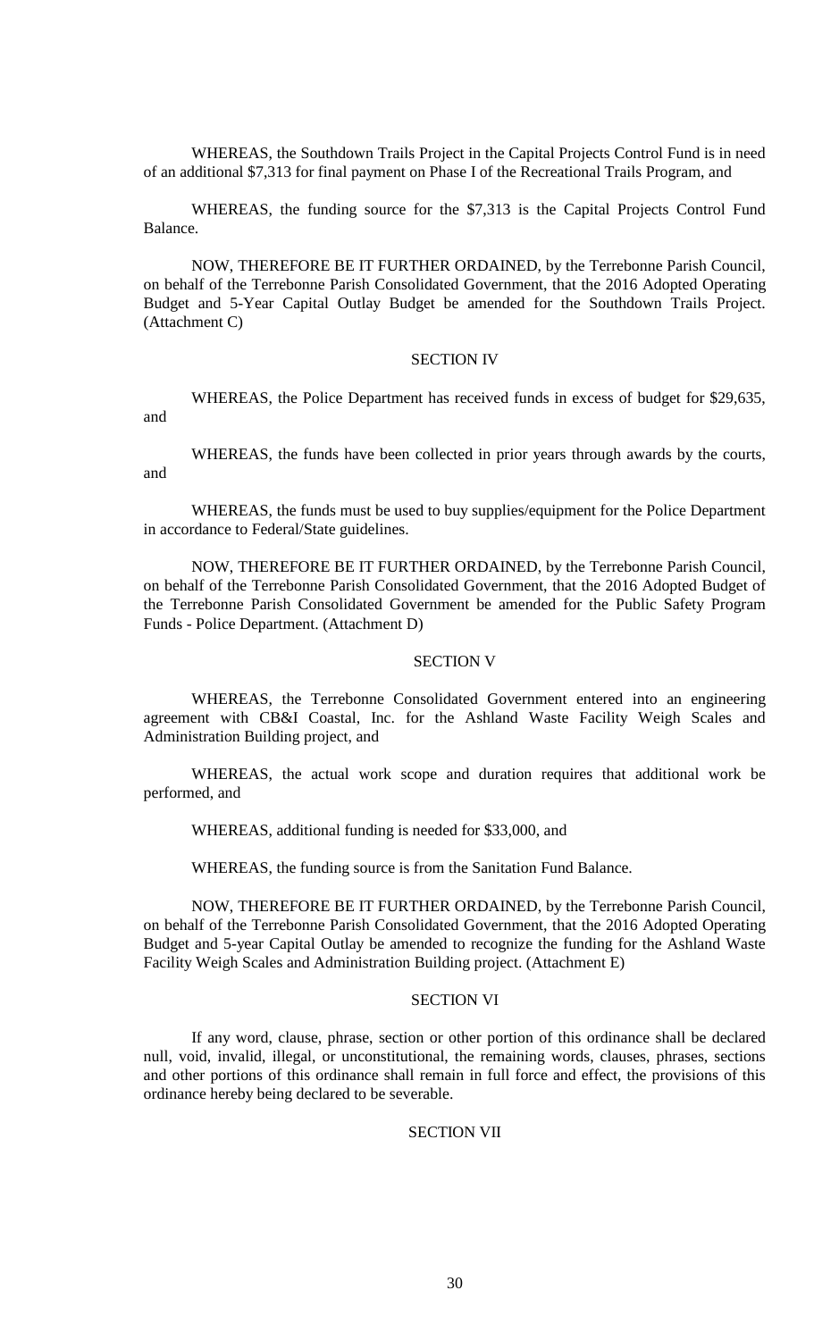WHEREAS, the Southdown Trails Project in the Capital Projects Control Fund is in need of an additional $7,313 for final payment on Phase I of the Recreational Trails Program, and

WHEREAS, the funding source for the $7,313 is the Capital Projects Control Fund Balance.

NOW, THEREFORE BE IT FURTHER ORDAINED, by the Terrebonne Parish Council, on behalf of the Terrebonne Parish Consolidated Government, that the 2016 Adopted Operating Budget and 5-Year Capital Outlay Budget be amended for the Southdown Trails Project. (Attachment C)

SECTION IV

WHEREAS, the Police Department has received funds in excess of budget for $29,635, and

WHEREAS, the funds have been collected in prior years through awards by the courts, and

WHEREAS, the funds must be used to buy supplies/equipment for the Police Department in accordance to Federal/State guidelines.

NOW, THEREFORE BE IT FURTHER ORDAINED, by the Terrebonne Parish Council, on behalf of the Terrebonne Parish Consolidated Government, that the 2016 Adopted Budget of the Terrebonne Parish Consolidated Government be amended for the Public Safety Program Funds - Police Department. (Attachment D)

SECTION V

WHEREAS, the Terrebonne Consolidated Government entered into an engineering agreement with CB&I Coastal, Inc. for the Ashland Waste Facility Weigh Scales and Administration Building project, and

WHEREAS, the actual work scope and duration requires that additional work be performed, and

WHEREAS, additional funding is needed for $33,000, and

WHEREAS, the funding source is from the Sanitation Fund Balance.

NOW, THEREFORE BE IT FURTHER ORDAINED, by the Terrebonne Parish Council, on behalf of the Terrebonne Parish Consolidated Government, that the 2016 Adopted Operating Budget and 5-year Capital Outlay be amended to recognize the funding for the Ashland Waste Facility Weigh Scales and Administration Building project. (Attachment E)

SECTION VI

If any word, clause, phrase, section or other portion of this ordinance shall be declared null, void, invalid, illegal, or unconstitutional, the remaining words, clauses, phrases, sections and other portions of this ordinance shall remain in full force and effect, the provisions of this ordinance hereby being declared to be severable.

SECTION VII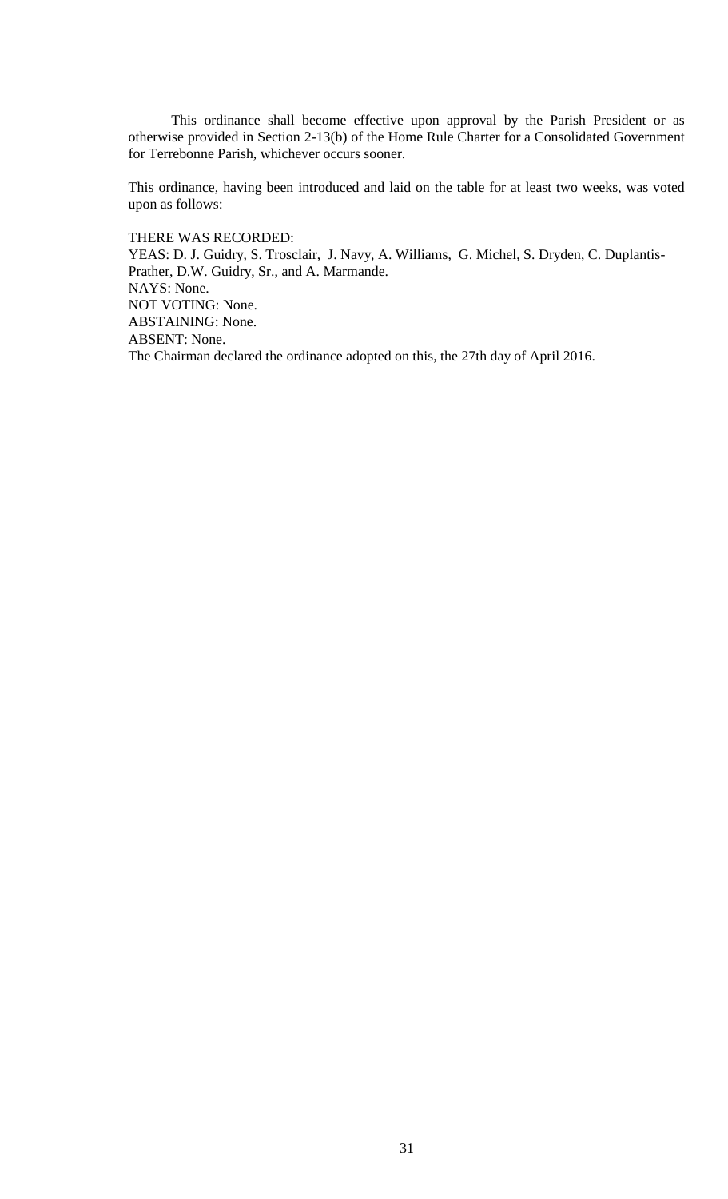This ordinance shall become effective upon approval by the Parish President or as otherwise provided in Section 2-13(b) of the Home Rule Charter for a Consolidated Government for Terrebonne Parish, whichever occurs sooner.

This ordinance, having been introduced and laid on the table for at least two weeks, was voted upon as follows:

THERE WAS RECORDED:
YEAS: D. J. Guidry, S. Trosclair, J. Navy, A. Williams, G. Michel, S. Dryden, C. Duplantis-Prather, D.W. Guidry, Sr., and A. Marmande.
NAYS: None.
NOT VOTING: None.
ABSTAINING: None.
ABSENT: None.
The Chairman declared the ordinance adopted on this, the 27th day of April 2016.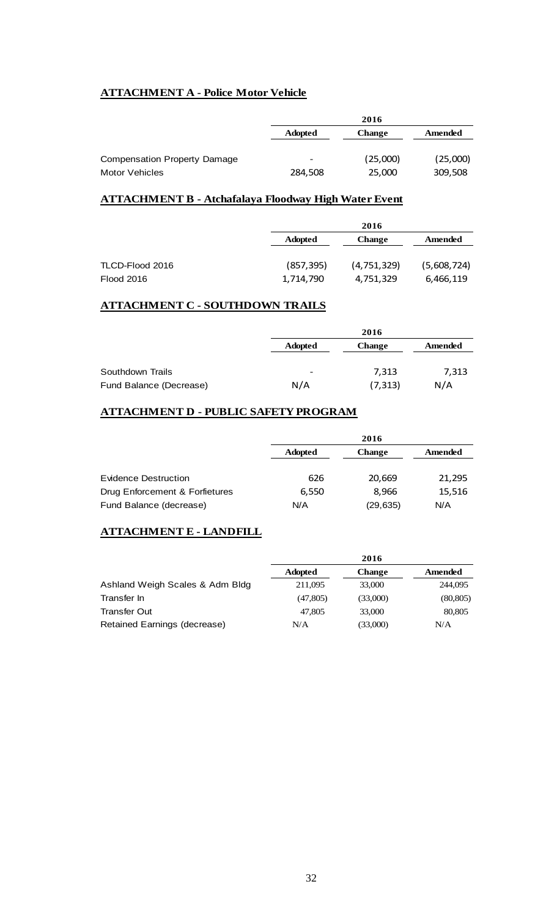**ATTACHMENT A - Police Motor Vehicle**

| | 2016 | | |
|---|---|---|---|
| | Adopted | Change | Amended |
| Compensation Property Damage | - | (25,000) | (25,000) |
| Motor Vehicles | 284,508 | 25,000 | 309,508 |

**ATTACHMENT B - Atchafalaya Floodway High Water Event**

| | 2016 | | |
|---|---|---|---|
| | Adopted | Change | Amended |
| TLCD-Flood 2016 | (857,395) | (4,751,329) | (5,608,724) |
| Flood 2016 | 1,714,790 | 4,751,329 | 6,466,119 |

**ATTACHMENT C - SOUTHDOWN TRAILS**

| | 2016 | | |
|---|---|---|---|
| | Adopted | Change | Amended |
| Southdown Trails | - | 7,313 | 7,313 |
| Fund Balance (Decrease) | N/A | (7,313) | N/A |

**ATTACHMENT D - PUBLIC SAFETY PROGRAM**

| | 2016 | | |
|---|---|---|---|
| | Adopted | Change | Amended |
| Evidence Destruction | 626 | 20,669 | 21,295 |
| Drug Enforcement & Forfietures | 6,550 | 8,966 | 15,516 |
| Fund Balance (decrease) | N/A | (29,635) | N/A |

**ATTACHMENT E - LANDFILL**

| | 2016 | | |
|---|---|---|---|
| | Adopted | Change | Amended |
| Ashland Weigh Scales & Adm Bldg | 211,095 | 33,000 | 244,095 |
| Transfer In | (47,805) | (33,000) | (80,805) |
| Transfer Out | 47,805 | 33,000 | 80,805 |
| Retained Earnings (decrease) | N/A | (33,000) | N/A |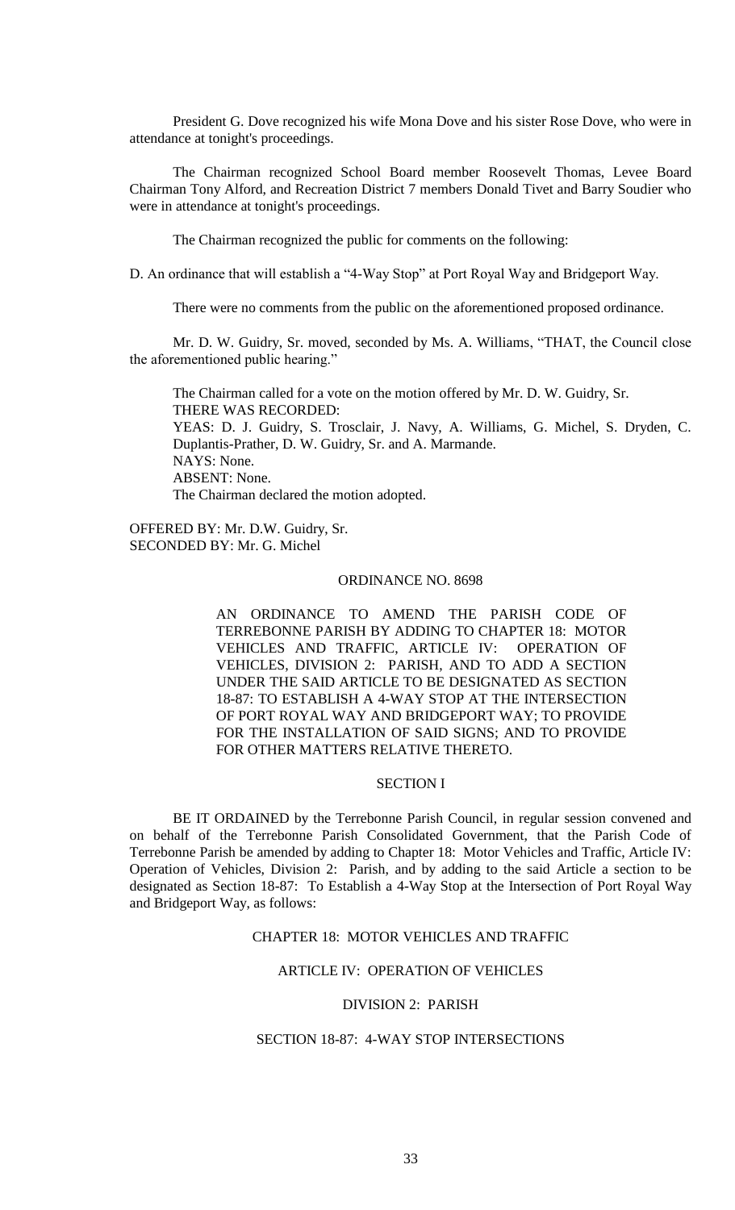President G. Dove recognized his wife Mona Dove and his sister Rose Dove, who were in attendance at tonight's proceedings.

The Chairman recognized School Board member Roosevelt Thomas, Levee Board Chairman Tony Alford, and Recreation District 7 members Donald Tivet and Barry Soudier who were in attendance at tonight's proceedings.

The Chairman recognized the public for comments on the following:

D. An ordinance that will establish a "4-Way Stop" at Port Royal Way and Bridgeport Way.

There were no comments from the public on the aforementioned proposed ordinance.

Mr. D. W. Guidry, Sr. moved, seconded by Ms. A. Williams, "THAT, the Council close the aforementioned public hearing."

The Chairman called for a vote on the motion offered by Mr. D. W. Guidry, Sr.
THERE WAS RECORDED:
YEAS: D. J. Guidry, S. Trosclair, J. Navy, A. Williams, G. Michel, S. Dryden, C. Duplantis-Prather, D. W. Guidry, Sr. and A. Marmande.
NAYS: None.
ABSENT: None.
The Chairman declared the motion adopted.

OFFERED BY: Mr. D.W. Guidry, Sr.
SECONDED BY: Mr. G. Michel

## ORDINANCE NO. 8698

AN ORDINANCE TO AMEND THE PARISH CODE OF TERREBONNE PARISH BY ADDING TO CHAPTER 18: MOTOR VEHICLES AND TRAFFIC, ARTICLE IV: OPERATION OF VEHICLES, DIVISION 2: PARISH, AND TO ADD A SECTION UNDER THE SAID ARTICLE TO BE DESIGNATED AS SECTION 18-87: TO ESTABLISH A 4-WAY STOP AT THE INTERSECTION OF PORT ROYAL WAY AND BRIDGEPORT WAY; TO PROVIDE FOR THE INSTALLATION OF SAID SIGNS; AND TO PROVIDE FOR OTHER MATTERS RELATIVE THERETO.

### SECTION I

BE IT ORDAINED by the Terrebonne Parish Council, in regular session convened and on behalf of the Terrebonne Parish Consolidated Government, that the Parish Code of Terrebonne Parish be amended by adding to Chapter 18: Motor Vehicles and Traffic, Article IV: Operation of Vehicles, Division 2: Parish, and by adding to the said Article a section to be designated as Section 18-87: To Establish a 4-Way Stop at the Intersection of Port Royal Way and Bridgeport Way, as follows:

CHAPTER 18: MOTOR VEHICLES AND TRAFFIC

ARTICLE IV: OPERATION OF VEHICLES

DIVISION 2: PARISH

SECTION 18-87: 4-WAY STOP INTERSECTIONS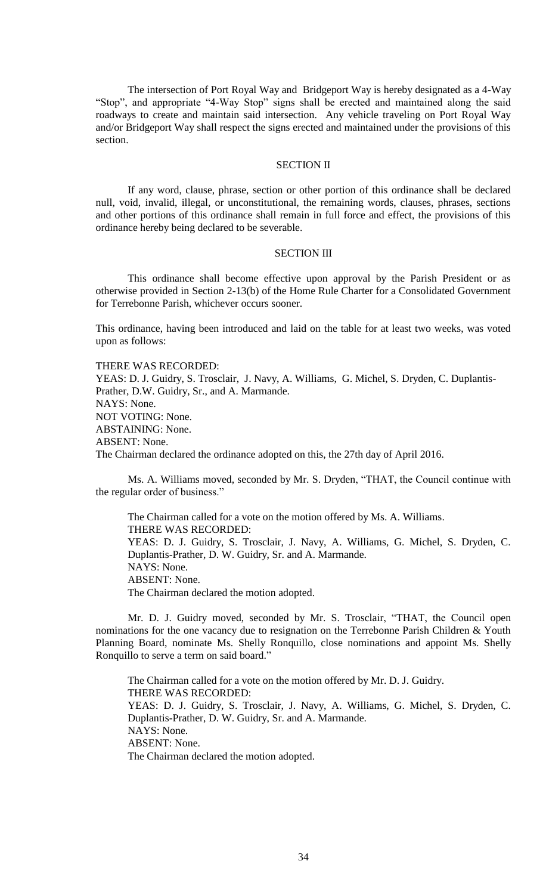The intersection of Port Royal Way and Bridgeport Way is hereby designated as a 4-Way "Stop", and appropriate "4-Way Stop" signs shall be erected and maintained along the said roadways to create and maintain said intersection. Any vehicle traveling on Port Royal Way and/or Bridgeport Way shall respect the signs erected and maintained under the provisions of this section.

SECTION II

If any word, clause, phrase, section or other portion of this ordinance shall be declared null, void, invalid, illegal, or unconstitutional, the remaining words, clauses, phrases, sections and other portions of this ordinance shall remain in full force and effect, the provisions of this ordinance hereby being declared to be severable.

SECTION III

This ordinance shall become effective upon approval by the Parish President or as otherwise provided in Section 2-13(b) of the Home Rule Charter for a Consolidated Government for Terrebonne Parish, whichever occurs sooner.

This ordinance, having been introduced and laid on the table for at least two weeks, was voted upon as follows:

THERE WAS RECORDED:
YEAS: D. J. Guidry, S. Trosclair, J. Navy, A. Williams, G. Michel, S. Dryden, C. Duplantis-Prather, D.W. Guidry, Sr., and A. Marmande.
NAYS: None.
NOT VOTING: None.
ABSTAINING: None.
ABSENT: None.
The Chairman declared the ordinance adopted on this, the 27th day of April 2016.

Ms. A. Williams moved, seconded by Mr. S. Dryden, "THAT, the Council continue with the regular order of business."

The Chairman called for a vote on the motion offered by Ms. A. Williams.
THERE WAS RECORDED:
YEAS: D. J. Guidry, S. Trosclair, J. Navy, A. Williams, G. Michel, S. Dryden, C. Duplantis-Prather, D. W. Guidry, Sr. and A. Marmande.
NAYS: None.
ABSENT: None.
The Chairman declared the motion adopted.

Mr. D. J. Guidry moved, seconded by Mr. S. Trosclair, "THAT, the Council open nominations for the one vacancy due to resignation on the Terrebonne Parish Children & Youth Planning Board, nominate Ms. Shelly Ronquillo, close nominations and appoint Ms. Shelly Ronquillo to serve a term on said board."

The Chairman called for a vote on the motion offered by Mr. D. J. Guidry.
THERE WAS RECORDED:
YEAS: D. J. Guidry, S. Trosclair, J. Navy, A. Williams, G. Michel, S. Dryden, C. Duplantis-Prather, D. W. Guidry, Sr. and A. Marmande.
NAYS: None.
ABSENT: None.
The Chairman declared the motion adopted.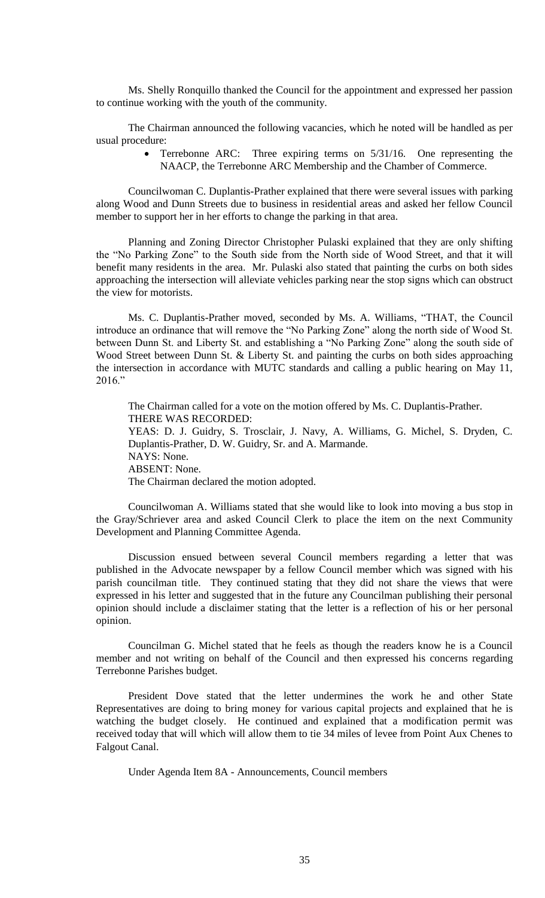Ms. Shelly Ronquillo thanked the Council for the appointment and expressed her passion to continue working with the youth of the community.

The Chairman announced the following vacancies, which he noted will be handled as per usual procedure:

- Terrebonne ARC: Three expiring terms on 5/31/16. One representing the NAACP, the Terrebonne ARC Membership and the Chamber of Commerce.

Councilwoman C. Duplantis-Prather explained that there were several issues with parking along Wood and Dunn Streets due to business in residential areas and asked her fellow Council member to support her in her efforts to change the parking in that area.

Planning and Zoning Director Christopher Pulaski explained that they are only shifting the "No Parking Zone" to the South side from the North side of Wood Street, and that it will benefit many residents in the area. Mr. Pulaski also stated that painting the curbs on both sides approaching the intersection will alleviate vehicles parking near the stop signs which can obstruct the view for motorists.

Ms. C. Duplantis-Prather moved, seconded by Ms. A. Williams, "THAT, the Council introduce an ordinance that will remove the "No Parking Zone" along the north side of Wood St. between Dunn St. and Liberty St. and establishing a "No Parking Zone" along the south side of Wood Street between Dunn St. & Liberty St. and painting the curbs on both sides approaching the intersection in accordance with MUTC standards and calling a public hearing on May 11, 2016."

The Chairman called for a vote on the motion offered by Ms. C. Duplantis-Prather.
THERE WAS RECORDED:
YEAS: D. J. Guidry, S. Trosclair, J. Navy, A. Williams, G. Michel, S. Dryden, C. Duplantis-Prather, D. W. Guidry, Sr. and A. Marmande.
NAYS: None.
ABSENT: None.
The Chairman declared the motion adopted.

Councilwoman A. Williams stated that she would like to look into moving a bus stop in the Gray/Schriever area and asked Council Clerk to place the item on the next Community Development and Planning Committee Agenda.

Discussion ensued between several Council members regarding a letter that was published in the Advocate newspaper by a fellow Council member which was signed with his parish councilman title. They continued stating that they did not share the views that were expressed in his letter and suggested that in the future any Councilman publishing their personal opinion should include a disclaimer stating that the letter is a reflection of his or her personal opinion.

Councilman G. Michel stated that he feels as though the readers know he is a Council member and not writing on behalf of the Council and then expressed his concerns regarding Terrebonne Parishes budget.

President Dove stated that the letter undermines the work he and other State Representatives are doing to bring money for various capital projects and explained that he is watching the budget closely. He continued and explained that a modification permit was received today that will which will allow them to tie 34 miles of levee from Point Aux Chenes to Falgout Canal.

Under Agenda Item 8A - Announcements, Council members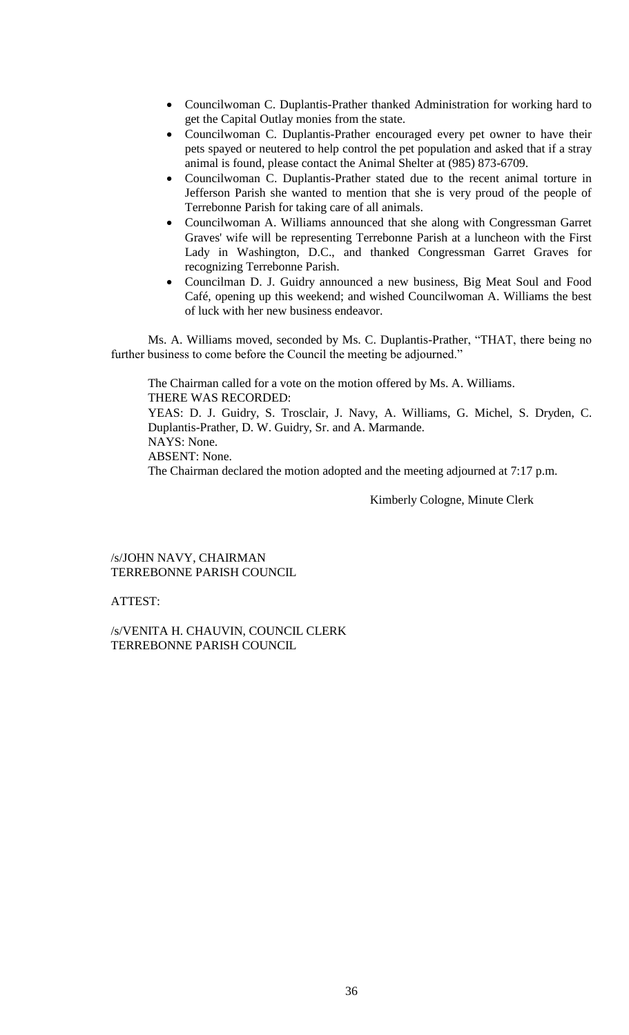- Councilwoman C. Duplantis-Prather thanked Administration for working hard to get the Capital Outlay monies from the state.
- Councilwoman C. Duplantis-Prather encouraged every pet owner to have their pets spayed or neutered to help control the pet population and asked that if a stray animal is found, please contact the Animal Shelter at (985) 873-6709.
- Councilwoman C. Duplantis-Prather stated due to the recent animal torture in Jefferson Parish she wanted to mention that she is very proud of the people of Terrebonne Parish for taking care of all animals.
- Councilwoman A. Williams announced that she along with Congressman Garret Graves' wife will be representing Terrebonne Parish at a luncheon with the First Lady in Washington, D.C., and thanked Congressman Garret Graves for recognizing Terrebonne Parish.
- Councilman D. J. Guidry announced a new business, Big Meat Soul and Food Café, opening up this weekend; and wished Councilwoman A. Williams the best of luck with her new business endeavor.

Ms. A. Williams moved, seconded by Ms. C. Duplantis-Prather, "THAT, there being no further business to come before the Council the meeting be adjourned."

The Chairman called for a vote on the motion offered by Ms. A. Williams.
THERE WAS RECORDED:
YEAS: D. J. Guidry, S. Trosclair, J. Navy, A. Williams, G. Michel, S. Dryden, C. Duplantis-Prather, D. W. Guidry, Sr. and A. Marmande.
NAYS: None.
ABSENT: None.
The Chairman declared the motion adopted and the meeting adjourned at 7:17 p.m.

Kimberly Cologne, Minute Clerk

/s/JOHN NAVY, CHAIRMAN
TERREBONNE PARISH COUNCIL

ATTEST:

/s/VENITA H. CHAUVIN, COUNCIL CLERK
TERREBONNE PARISH COUNCIL